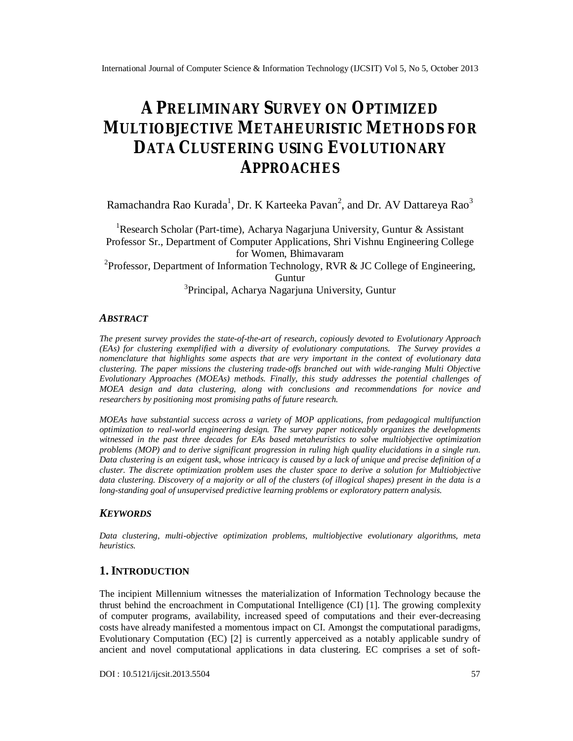# A PRELIMINARY SURVEY ON OPTIMIZED MULTIOBJECTIVE METAHEURISTIC METHODS FOR DATA CLUSTERING USING EVOLUTIONARY APPROACHES

Ramachandra Rao Kurada[1], Dr. K Karteeka Pavan[2], and Dr. AV Dattareya Rao[3]

[1]Research Scholar (Part-time), Acharya Nagarjuna University, Guntur & Assistant Professor Sr., Department of Computer Applications, Shri Vishnu Engineering College for Women, Bhimavaram

[2]Professor, Department of Information Technology, RVR & JC College of Engineering, Guntur

[3]Principal, Acharya Nagarjuna University, Guntur

### ABSTRACT

*The present survey provides the state-of-the-art of research, copiously devoted to Evolutionary Approach (EAs) for clustering exemplified with a diversity of evolutionary computations. The Survey provides a nomenclature that highlights some aspects that are very important in the context of evolutionary data clustering. The paper missions the clustering trade-offs branched out with wide-ranging Multi Objective Evolutionary Approaches (MOEAs) methods. Finally, this study addresses the potential challenges of MOEA design and data clustering, along with conclusions and recommendations for novice and researchers by positioning most promising paths of future research.*

*MOEAs have substantial success across a variety of MOP applications, from pedagogical multifunction optimization to real-world engineering design. The survey paper noticeably organizes the developments witnessed in the past three decades for EAs based metaheuristics to solve multiobjective optimization problems (MOP) and to derive significant progression in ruling high quality elucidations in a single run. Data clustering is an exigent task, whose intricacy is caused by a lack of unique and precise definition of a cluster. The discrete optimization problem uses the cluster space to derive a solution for Multiobjective data clustering. Discovery of a majority or all of the clusters (of illogical shapes) present in the data is a long-standing goal of unsupervised predictive learning problems or exploratory pattern analysis.*

### KEYWORDS

*Data clustering, multi-objective optimization problems, multiobjective evolutionary algorithms, meta heuristics.*

## 1. INTRODUCTION

The incipient Millennium witnesses the materialization of Information Technology because the thrust behind the encroachment in Computational Intelligence (CI) [1]. The growing complexity of computer programs, availability, increased speed of computations and their ever-decreasing costs have already manifested a momentous impact on CI. Amongst the computational paradigms, Evolutionary Computation (EC) [2] is currently apperceived as a notably applicable sundry of ancient and novel computational applications in data clustering. EC comprises a set of soft-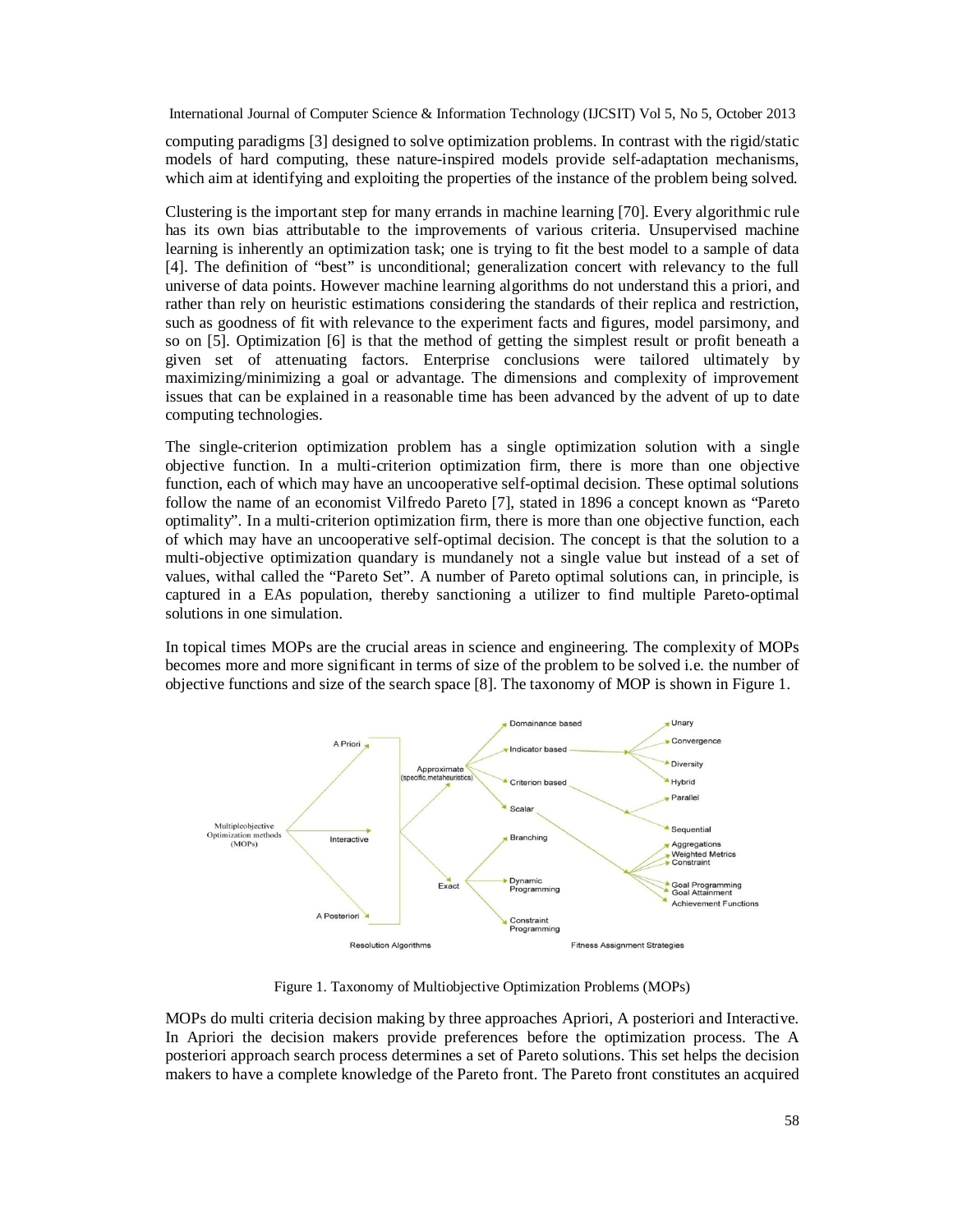computing paradigms [3] designed to solve optimization problems. In contrast with the rigid/static models of hard computing, these nature-inspired models provide self-adaptation mechanisms, which aim at identifying and exploiting the properties of the instance of the problem being solved.

Clustering is the important step for many errands in machine learning [70]. Every algorithmic rule has its own bias attributable to the improvements of various criteria. Unsupervised machine learning is inherently an optimization task; one is trying to fit the best model to a sample of data [4]. The definition of "best" is unconditional; generalization concert with relevancy to the full universe of data points. However machine learning algorithms do not understand this a priori, and rather than rely on heuristic estimations considering the standards of their replica and restriction, such as goodness of fit with relevance to the experiment facts and figures, model parsimony, and so on [5]. Optimization [6] is that the method of getting the simplest result or profit beneath a given set of attenuating factors. Enterprise conclusions were tailored ultimately by maximizing/minimizing a goal or advantage. The dimensions and complexity of improvement issues that can be explained in a reasonable time has been advanced by the advent of up to date computing technologies.

The single-criterion optimization problem has a single optimization solution with a single objective function. In a multi-criterion optimization firm, there is more than one objective function, each of which may have an uncooperative self-optimal decision. These optimal solutions follow the name of an economist Vilfredo Pareto [7], stated in 1896 a concept known as "Pareto optimality". In a multi-criterion optimization firm, there is more than one objective function, each of which may have an uncooperative self-optimal decision. The concept is that the solution to a multi-objective optimization quandary is mundanely not a single value but instead of a set of values, withal called the "Pareto Set". A number of Pareto optimal solutions can, in principle, is captured in a EAs population, thereby sanctioning a utilizer to find multiple Pareto-optimal solutions in one simulation.

In topical times MOPs are the crucial areas in science and engineering. The complexity of MOPs becomes more and more significant in terms of size of the problem to be solved i.e. the number of objective functions and size of the search space [8]. The taxonomy of MOP is shown in Figure 1.

Figure 1. Taxonomy of Multiobjective Optimization Problems (MOPs)

MOPs do multi criteria decision making by three approaches Apriori, A posteriori and Interactive. In Apriori the decision makers provide preferences before the optimization process. The A posteriori approach search process determines a set of Pareto solutions. This set helps the decision makers to have a complete knowledge of the Pareto front. The Pareto front constitutes an acquired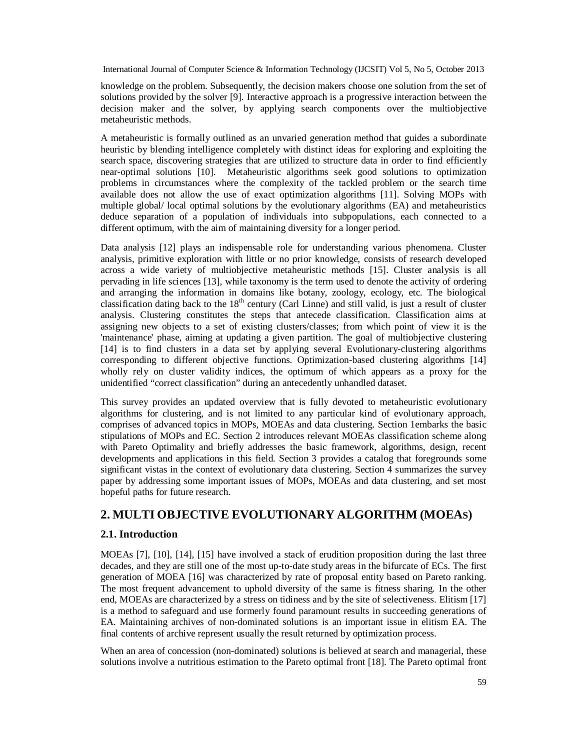knowledge on the problem. Subsequently, the decision makers choose one solution from the set of solutions provided by the solver [9]. Interactive approach is a progressive interaction between the decision maker and the solver, by applying search components over the multiobjective metaheuristic methods.

A metaheuristic is formally outlined as an unvaried generation method that guides a subordinate heuristic by blending intelligence completely with distinct ideas for exploring and exploiting the search space, discovering strategies that are utilized to structure data in order to find efficiently near-optimal solutions [10]. Metaheuristic algorithms seek good solutions to optimization problems in circumstances where the complexity of the tackled problem or the search time available does not allow the use of exact optimization algorithms [11]. Solving MOPs with multiple global/ local optimal solutions by the evolutionary algorithms (EA) and metaheuristics deduce separation of a population of individuals into subpopulations, each connected to a different optimum, with the aim of maintaining diversity for a longer period.

Data analysis [12] plays an indispensable role for understanding various phenomena. Cluster analysis, primitive exploration with little or no prior knowledge, consists of research developed across a wide variety of multiobjective metaheuristic methods [15]. Cluster analysis is all pervading in life sciences [13], while taxonomy is the term used to denote the activity of ordering and arranging the information in domains like botany, zoology, ecology, etc. The biological classification dating back to the 18th century (Carl Linne) and still valid, is just a result of cluster analysis. Clustering constitutes the steps that antecede classification. Classification aims at assigning new objects to a set of existing clusters/classes; from which point of view it is the 'maintenance' phase, aiming at updating a given partition. The goal of multiobjective clustering [14] is to find clusters in a data set by applying several Evolutionary-clustering algorithms corresponding to different objective functions. Optimization-based clustering algorithms [14] wholly rely on cluster validity indices, the optimum of which appears as a proxy for the unidentified "correct classification" during an antecedently unhandled dataset.

This survey provides an updated overview that is fully devoted to metaheuristic evolutionary algorithms for clustering, and is not limited to any particular kind of evolutionary approach, comprises of advanced topics in MOPs, MOEAs and data clustering. Section 1embarks the basic stipulations of MOPs and EC. Section 2 introduces relevant MOEAs classification scheme along with Pareto Optimality and briefly addresses the basic framework, algorithms, design, recent developments and applications in this field. Section 3 provides a catalog that foregrounds some significant vistas in the context of evolutionary data clustering. Section 4 summarizes the survey paper by addressing some important issues of MOPs, MOEAs and data clustering, and set most hopeful paths for future research.

## 2. MULTI OBJECTIVE EVOLUTIONARY ALGORITHM (MOEAs)

### 2.1. Introduction

MOEAs [7], [10], [14], [15] have involved a stack of erudition proposition during the last three decades, and they are still one of the most up-to-date study areas in the bifurcate of ECs. The first generation of MOEA [16] was characterized by rate of proposal entity based on Pareto ranking. The most frequent advancement to uphold diversity of the same is fitness sharing. In the other end, MOEAs are characterized by a stress on tidiness and by the site of selectiveness. Elitism [17] is a method to safeguard and use formerly found paramount results in succeeding generations of EA. Maintaining archives of non-dominated solutions is an important issue in elitism EA. The final contents of archive represent usually the result returned by optimization process.

When an area of concession (non-dominated) solutions is believed at search and managerial, these solutions involve a nutritious estimation to the Pareto optimal front [18]. The Pareto optimal front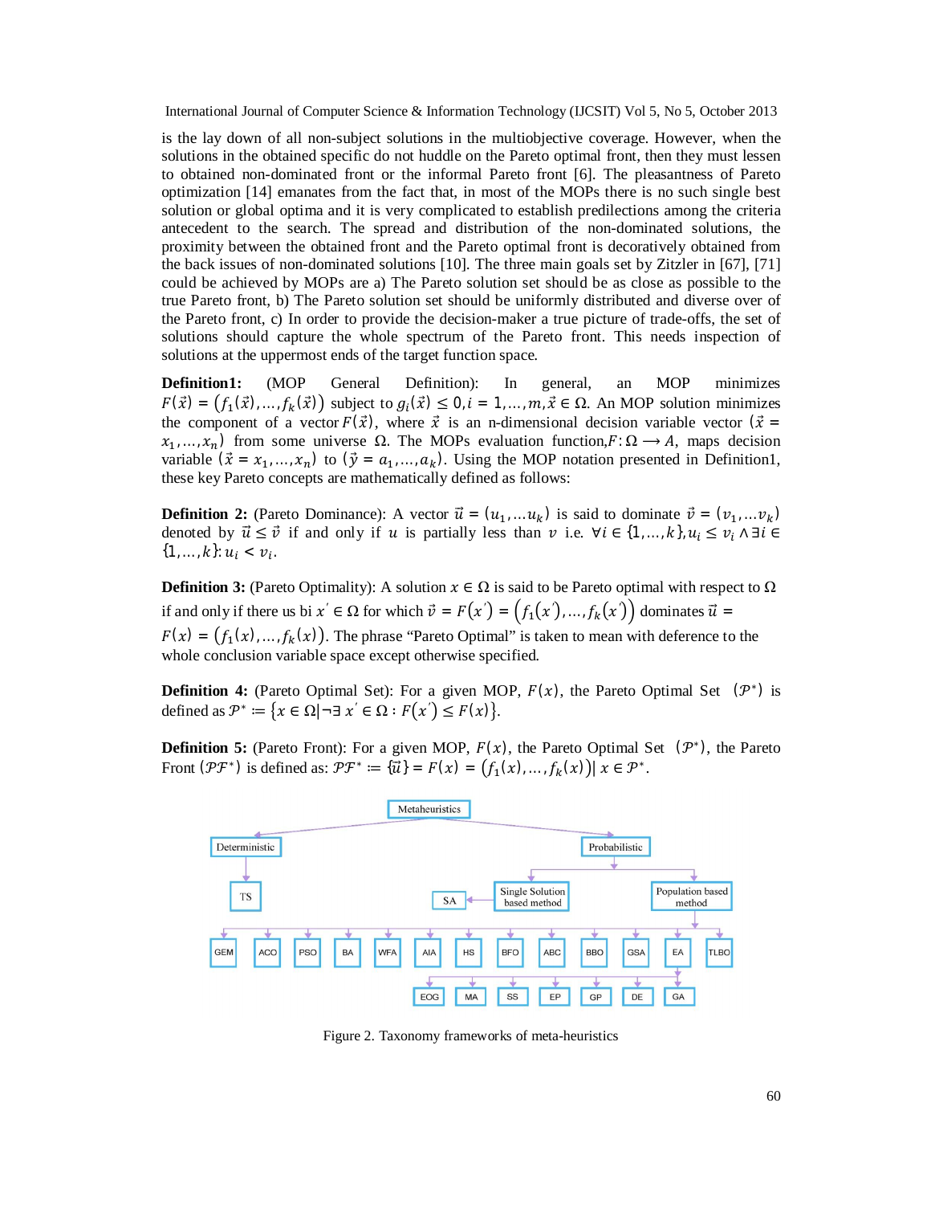is the lay down of all non-subject solutions in the multiobjective coverage. However, when the solutions in the obtained specific do not huddle on the Pareto optimal front, then they must lessen to obtained non-dominated front or the informal Pareto front [6]. The pleasantness of Pareto optimization [14] emanates from the fact that, in most of the MOPs there is no such single best solution or global optima and it is very complicated to establish predilections among the criteria antecedent to the search. The spread and distribution of the non-dominated solutions, the proximity between the obtained front and the Pareto optimal front is decoratively obtained from the back issues of non-dominated solutions [10]. The three main goals set by Zitzler in [67], [71] could be achieved by MOPs are a) The Pareto solution set should be as close as possible to the true Pareto front, b) The Pareto solution set should be uniformly distributed and diverse over of the Pareto front, c) In order to provide the decision-maker a true picture of trade-offs, the set of solutions should capture the whole spectrum of the Pareto front. This needs inspection of solutions at the uppermost ends of the target function space.

**Definition1:** (MOP General Definition): In general, an MOP minimizes $F(\vec{x}) = (f_1(\vec{x}),\ldots,f_k(\vec{x}))$ subject to $g_i(\vec{x}) \leq 0, i = 1,\ldots,m, \vec{x} \in \Omega$. An MOP solution minimizes the component of a vector $F(\vec{x})$, where $\vec{x}$ is an n-dimensional decision variable vector $(\vec{x} = x_1,\ldots,x_n)$ from some universe $\Omega$. The MOPs evaluation function, $F: \Omega \longrightarrow A$, maps decision variable $(\vec{x} = x_1,\ldots,x_n)$ to $(\vec{y} = a_1,\ldots,a_k)$. Using the MOP notation presented in Definition1, these key Pareto concepts are mathematically defined as follows:

**Definition 2:** (Pareto Dominance): A vector $\vec{u} = (u_1,\ldots u_k)$ is said to dominate $\vec{v} = (v_1,\ldots v_k)$ denoted by $\vec{u} \preceq \vec{v}$ if and only if $u$ is partially less than $v$ i.e. $\forall i \in \{1,\ldots,k\}, u_i \leq v_i \wedge \exists i \in \{1,\ldots,k\}: u_i < v_i$.

**Definition 3:** (Pareto Optimality): A solution $x \in \Omega$ is said to be Pareto optimal with respect to $\Omega$ if and only if there us bi $x' \in \Omega$ for which $\vec{v} = F(x') = (f_1(x'),\ldots,f_k(x'))$ dominates $\vec{u} = F(x) = (f_1(x),\ldots,f_k(x))$. The phrase "Pareto Optimal" is taken to mean with deference to the whole conclusion variable space except otherwise specified.

**Definition 4:** (Pareto Optimal Set): For a given MOP, $F(x)$, the Pareto Optimal Set $(\mathcal{P}^*)$ is defined as $\mathcal{P}^* := \{x \in \Omega | \neg\exists\, x' \in \Omega : F(x') \preceq F(x)\}$.

**Definition 5:** (Pareto Front): For a given MOP, $F(x)$, the Pareto Optimal Set $(\mathcal{P}^*)$, the Pareto Front $(\mathcal{PF}^*)$ is defined as: $\mathcal{PF}^* := \{\vec{u}\} = F(x) = (f_1(x),\ldots,f_k(x)) |\ x \in \mathcal{P}^*$.

Figure 2. Taxonomy frameworks of meta-heuristics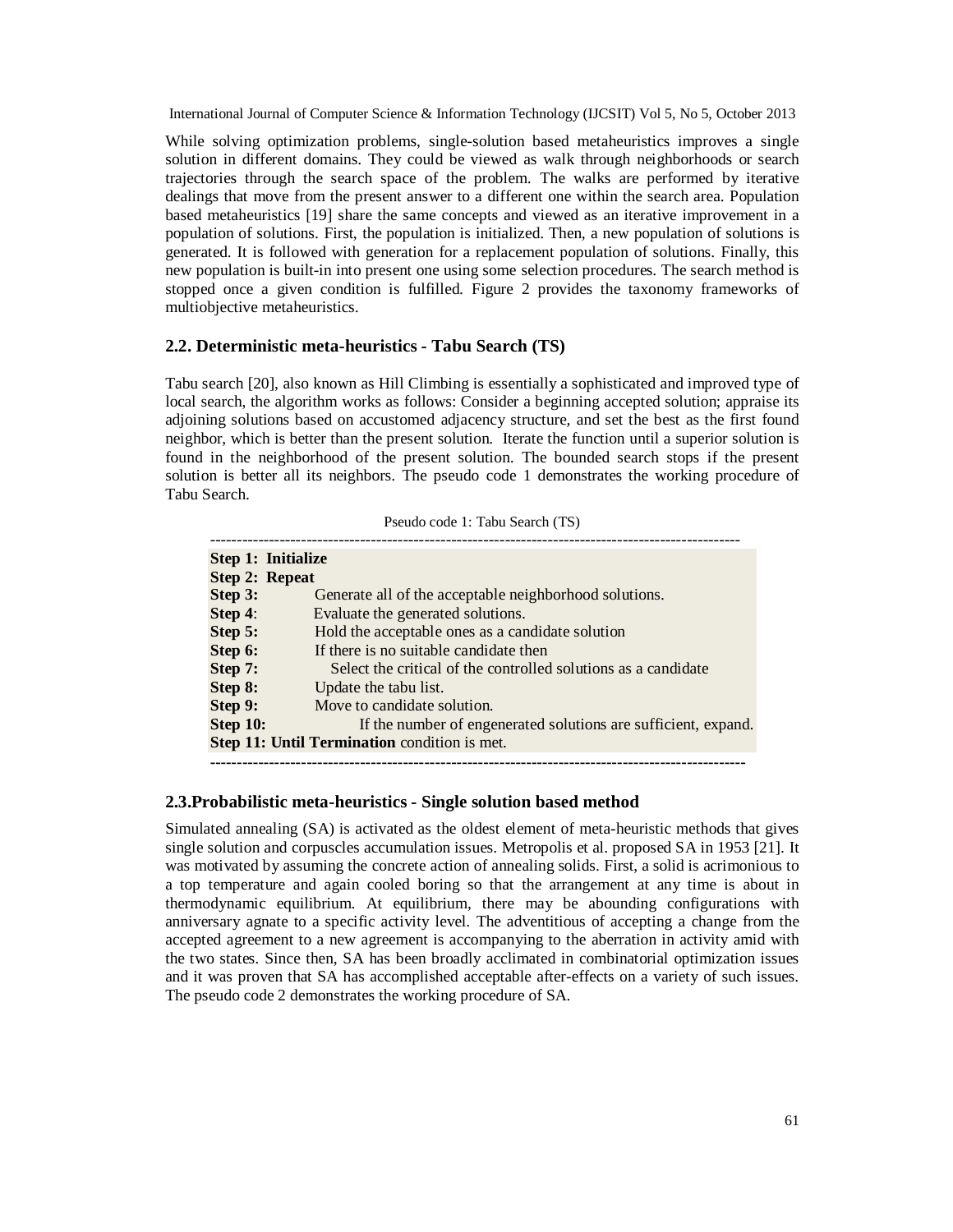While solving optimization problems, single-solution based metaheuristics improves a single solution in different domains. They could be viewed as walk through neighborhoods or search trajectories through the search space of the problem. The walks are performed by iterative dealings that move from the present answer to a different one within the search area. Population based metaheuristics [19] share the same concepts and viewed as an iterative improvement in a population of solutions. First, the population is initialized. Then, a new population of solutions is generated. It is followed with generation for a replacement population of solutions. Finally, this new population is built-in into present one using some selection procedures. The search method is stopped once a given condition is fulfilled. Figure 2 provides the taxonomy frameworks of multiobjective metaheuristics.

### 2.2. Deterministic meta-heuristics - Tabu Search (TS)

Tabu search [20], also known as Hill Climbing is essentially a sophisticated and improved type of local search, the algorithm works as follows: Consider a beginning accepted solution; appraise its adjoining solutions based on accustomed adjacency structure, and set the best as the first found neighbor, which is better than the present solution. Iterate the function until a superior solution is found in the neighborhood of the present solution. The bounded search stops if the present solution is better all its neighbors. The pseudo code 1 demonstrates the working procedure of Tabu Search.

Pseudo code 1: Tabu Search (TS)

```
Step 1:  Initialize
Step 2:  Repeat
Step 3:       Generate all of the acceptable neighborhood solutions.
Step 4:       Evaluate the generated solutions.
Step 5:       Hold the acceptable ones as a candidate solution
Step 6:       If there is no suitable candidate then
Step 7:           Select the critical of the controlled solutions as a candidate
Step 8:       Update the tabu list.
Step 9:       Move to candidate solution.
Step 10:          If the number of engenerated solutions are sufficient, expand.
Step 11: Until Termination condition is met.
```

### 2.3.Probabilistic meta-heuristics - Single solution based method

Simulated annealing (SA) is activated as the oldest element of meta-heuristic methods that gives single solution and corpuscles accumulation issues. Metropolis et al. proposed SA in 1953 [21]. It was motivated by assuming the concrete action of annealing solids. First, a solid is acrimonious to a top temperature and again cooled boring so that the arrangement at any time is about in thermodynamic equilibrium. At equilibrium, there may be abounding configurations with anniversary agnate to a specific activity level. The adventitious of accepting a change from the accepted agreement to a new agreement is accompanying to the aberration in activity amid with the two states. Since then, SA has been broadly acclimated in combinatorial optimization issues and it was proven that SA has accomplished acceptable after-effects on a variety of such issues. The pseudo code 2 demonstrates the working procedure of SA.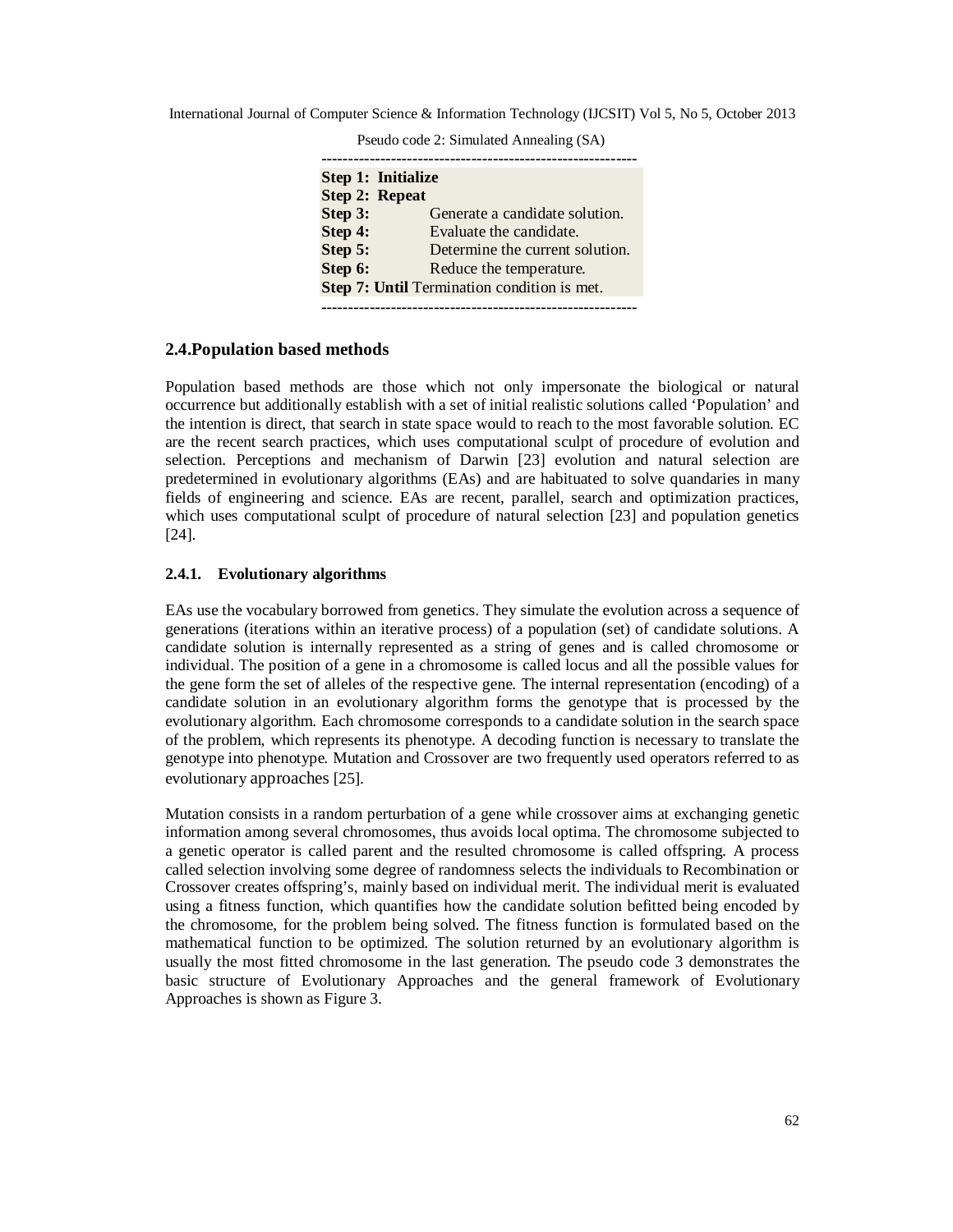Pseudo code 2: Simulated Annealing (SA)

```
-----------------------------------------------------------
Step 1:  Initialize
Step 2:  Repeat
Step 3:          Generate a candidate solution.
Step 4:          Evaluate the candidate.
Step 5:          Determine the current solution.
Step 6:          Reduce the temperature.
Step 7: Until Termination condition is met.
-----------------------------------------------------------
```

## 2.4.Population based methods

Population based methods are those which not only impersonate the biological or natural occurrence but additionally establish with a set of initial realistic solutions called 'Population' and the intention is direct, that search in state space would to reach to the most favorable solution. EC are the recent search practices, which uses computational sculpt of procedure of evolution and selection. Perceptions and mechanism of Darwin [23] evolution and natural selection are predetermined in evolutionary algorithms (EAs) and are habituated to solve quandaries in many fields of engineering and science. EAs are recent, parallel, search and optimization practices, which uses computational sculpt of procedure of natural selection [23] and population genetics [24].

### 2.4.1. Evolutionary algorithms

EAs use the vocabulary borrowed from genetics. They simulate the evolution across a sequence of generations (iterations within an iterative process) of a population (set) of candidate solutions. A candidate solution is internally represented as a string of genes and is called chromosome or individual. The position of a gene in a chromosome is called locus and all the possible values for the gene form the set of alleles of the respective gene. The internal representation (encoding) of a candidate solution in an evolutionary algorithm forms the genotype that is processed by the evolutionary algorithm. Each chromosome corresponds to a candidate solution in the search space of the problem, which represents its phenotype. A decoding function is necessary to translate the genotype into phenotype. Mutation and Crossover are two frequently used operators referred to as evolutionary approaches [25].

Mutation consists in a random perturbation of a gene while crossover aims at exchanging genetic information among several chromosomes, thus avoids local optima. The chromosome subjected to a genetic operator is called parent and the resulted chromosome is called offspring. A process called selection involving some degree of randomness selects the individuals to Recombination or Crossover creates offspring's, mainly based on individual merit. The individual merit is evaluated using a fitness function, which quantifies how the candidate solution befitted being encoded by the chromosome, for the problem being solved. The fitness function is formulated based on the mathematical function to be optimized. The solution returned by an evolutionary algorithm is usually the most fitted chromosome in the last generation. The pseudo code 3 demonstrates the basic structure of Evolutionary Approaches and the general framework of Evolutionary Approaches is shown as Figure 3.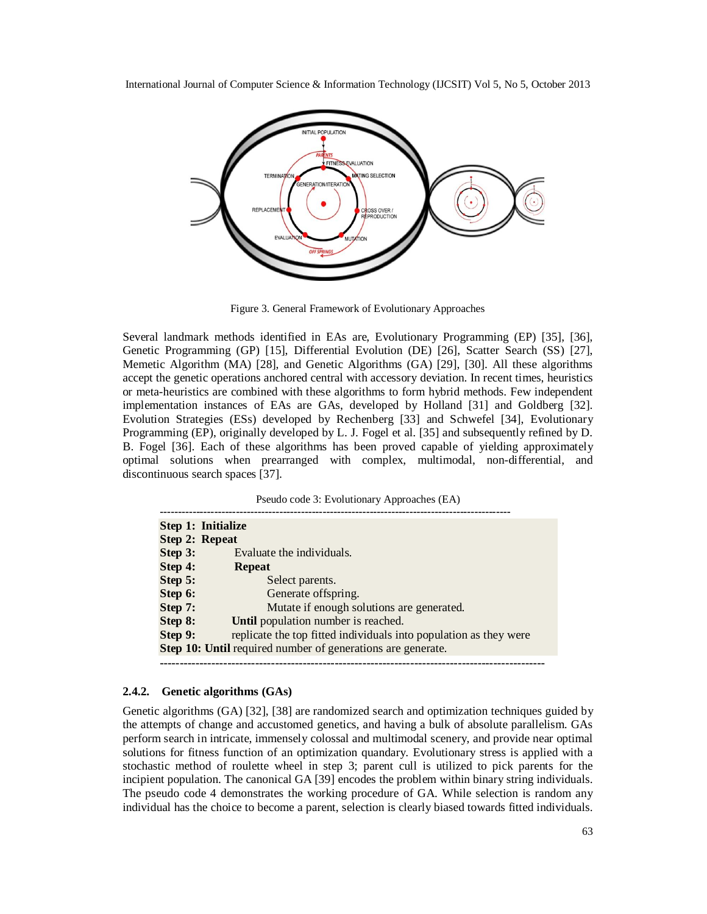Figure 3. General Framework of Evolutionary Approaches

Several landmark methods identified in EAs are, Evolutionary Programming (EP) [35], [36], Genetic Programming (GP) [15], Differential Evolution (DE) [26], Scatter Search (SS) [27], Memetic Algorithm (MA) [28], and Genetic Algorithms (GA) [29], [30]. All these algorithms accept the genetic operations anchored central with accessory deviation. In recent times, heuristics or meta-heuristics are combined with these algorithms to form hybrid methods. Few independent implementation instances of EAs are GAs, developed by Holland [31] and Goldberg [32]. Evolution Strategies (ESs) developed by Rechenberg [33] and Schwefel [34], Evolutionary Programming (EP), originally developed by L. J. Fogel et al. [35] and subsequently refined by D. B. Fogel [36]. Each of these algorithms has been proved capable of yielding approximately optimal solutions when prearranged with complex, multimodal, non-differential, and discontinuous search spaces [37].

Pseudo code 3: Evolutionary Approaches (EA)

```
Step 1:  Initialize
Step 2:  Repeat
Step 3:       Evaluate the individuals.
Step 4:       Repeat
Step 5:            Select parents.
Step 6:            Generate offspring.
Step 7:            Mutate if enough solutions are generated.
Step 8:       Until population number is reached.
Step 9:       replicate the top fitted individuals into population as they were
Step 10: Until required number of generations are generate.
```

### 2.4.2. Genetic algorithms (GAs)

Genetic algorithms (GA) [32], [38] are randomized search and optimization techniques guided by the attempts of change and accustomed genetics, and having a bulk of absolute parallelism. GAs perform search in intricate, immensely colossal and multimodal scenery, and provide near optimal solutions for fitness function of an optimization quandary. Evolutionary stress is applied with a stochastic method of roulette wheel in step 3; parent cull is utilized to pick parents for the incipient population. The canonical GA [39] encodes the problem within binary string individuals. The pseudo code 4 demonstrates the working procedure of GA. While selection is random any individual has the choice to become a parent, selection is clearly biased towards fitted individuals.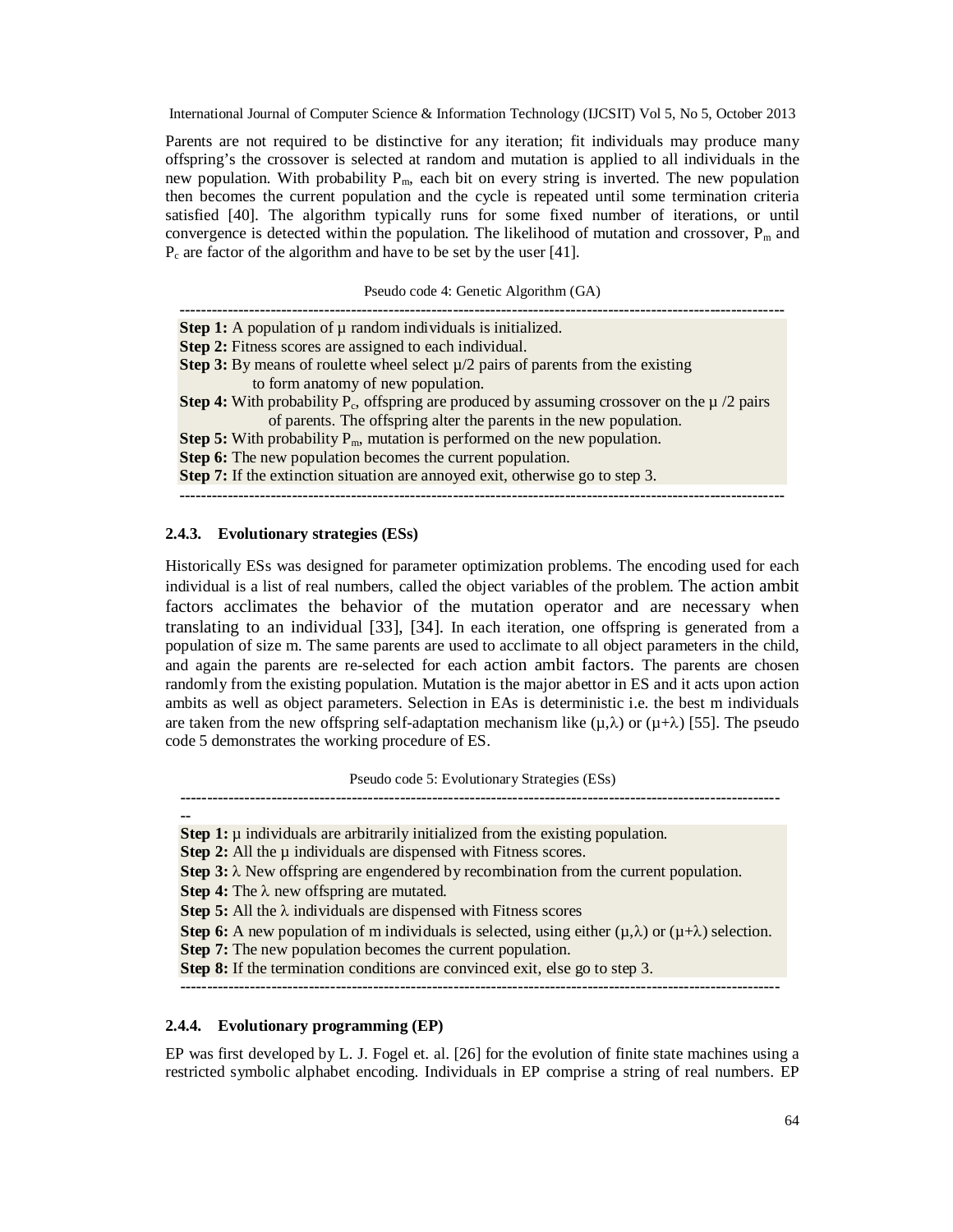Parents are not required to be distinctive for any iteration; fit individuals may produce many offspring's the crossover is selected at random and mutation is applied to all individuals in the new population. With probability $P_m$, each bit on every string is inverted. The new population then becomes the current population and the cycle is repeated until some termination criteria satisfied [40]. The algorithm typically runs for some fixed number of iterations, or until convergence is detected within the population. The likelihood of mutation and crossover, $P_m$ and $P_c$ are factor of the algorithm and have to be set by the user [41].

Pseudo code 4: Genetic Algorithm (GA)

---

**Step 1:** A population of μ random individuals is initialized.
**Step 2:** Fitness scores are assigned to each individual.
**Step 3:** By means of roulette wheel select μ/2 pairs of parents from the existing to form anatomy of new population.
**Step 4:** With probability $P_c$, offspring are produced by assuming crossover on the μ /2 pairs of parents. The offspring alter the parents in the new population.
**Step 5:** With probability $P_m$, mutation is performed on the new population.
**Step 6:** The new population becomes the current population.
**Step 7:** If the extinction situation are annoyed exit, otherwise go to step 3.

---

#### 2.4.3. Evolutionary strategies (ESs)

Historically ESs was designed for parameter optimization problems. The encoding used for each individual is a list of real numbers, called the object variables of the problem. The action ambit factors acclimates the behavior of the mutation operator and are necessary when translating to an individual [33], [34]. In each iteration, one offspring is generated from a population of size m. The same parents are used to acclimate to all object parameters in the child, and again the parents are re-selected for each action ambit factors. The parents are chosen randomly from the existing population. Mutation is the major abettor in ES and it acts upon action ambits as well as object parameters. Selection in EAs is deterministic i.e. the best m individuals are taken from the new offspring self-adaptation mechanism like (μ,λ) or (μ+λ) [55]. The pseudo code 5 demonstrates the working procedure of ES.

Pseudo code 5: Evolutionary Strategies (ESs)

---

**Step 1:** μ individuals are arbitrarily initialized from the existing population.
**Step 2:** All the μ individuals are dispensed with Fitness scores.
**Step 3:** λ New offspring are engendered by recombination from the current population.
**Step 4:** The λ new offspring are mutated.
**Step 5:** All the λ individuals are dispensed with Fitness scores
**Step 6:** A new population of m individuals is selected, using either (μ,λ) or (μ+λ) selection.
**Step 7:** The new population becomes the current population.
**Step 8:** If the termination conditions are convinced exit, else go to step 3.

---

#### 2.4.4. Evolutionary programming (EP)

EP was first developed by L. J. Fogel et. al. [26] for the evolution of finite state machines using a restricted symbolic alphabet encoding. Individuals in EP comprise a string of real numbers. EP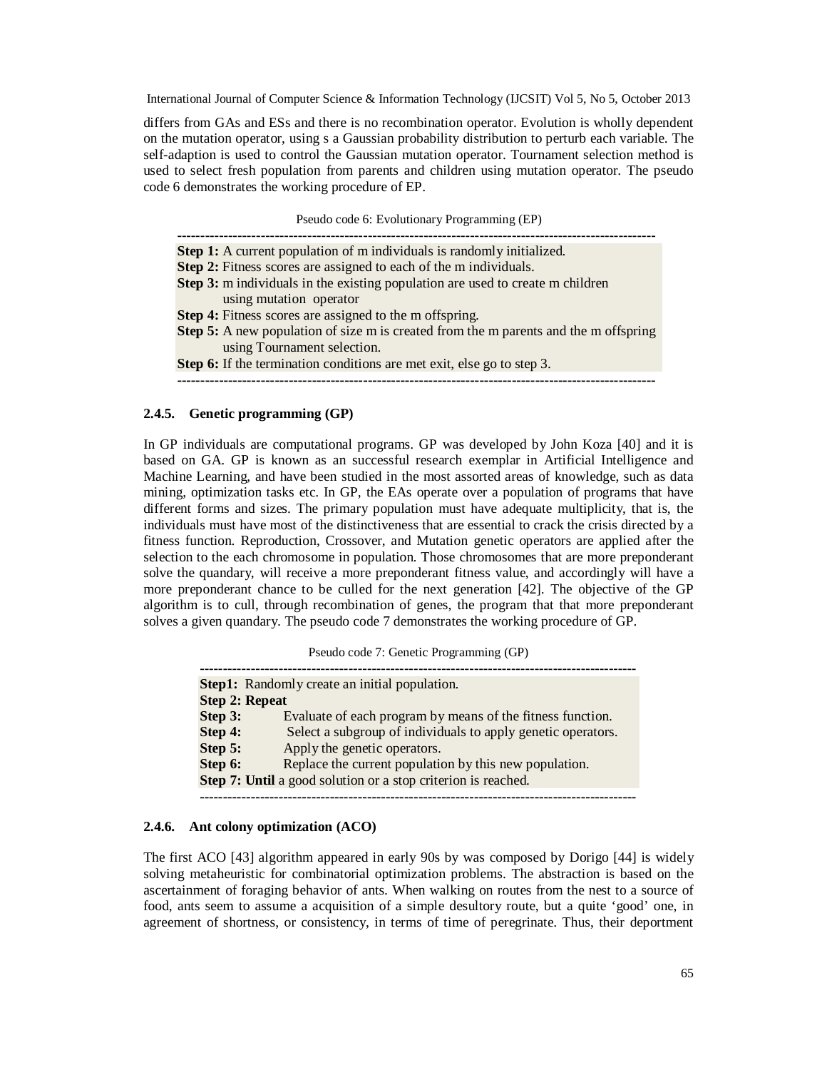differs from GAs and ESs and there is no recombination operator. Evolution is wholly dependent on the mutation operator, using s a Gaussian probability distribution to perturb each variable. The self-adaption is used to control the Gaussian mutation operator. Tournament selection method is used to select fresh population from parents and children using mutation operator. The pseudo code 6 demonstrates the working procedure of EP.

Pseudo code 6: Evolutionary Programming (EP)

---

**Step 1:** A current population of m individuals is randomly initialized.  
**Step 2:** Fitness scores are assigned to each of the m individuals.  
**Step 3:** m individuals in the existing population are used to create m children using mutation operator  
**Step 4:** Fitness scores are assigned to the m offspring.  
**Step 5:** A new population of size m is created from the m parents and the m offspring using Tournament selection.  
**Step 6:** If the termination conditions are met exit, else go to step 3.

---

### 2.4.5. Genetic programming (GP)

In GP individuals are computational programs. GP was developed by John Koza [40] and it is based on GA. GP is known as an successful research exemplar in Artificial Intelligence and Machine Learning, and have been studied in the most assorted areas of knowledge, such as data mining, optimization tasks etc. In GP, the EAs operate over a population of programs that have different forms and sizes. The primary population must have adequate multiplicity, that is, the individuals must have most of the distinctiveness that are essential to crack the crisis directed by a fitness function. Reproduction, Crossover, and Mutation genetic operators are applied after the selection to the each chromosome in population. Those chromosomes that are more preponderant solve the quandary, will receive a more preponderant fitness value, and accordingly will have a more preponderant chance to be culled for the next generation [42]. The objective of the GP algorithm is to cull, through recombination of genes, the program that that more preponderant solves a given quandary. The pseudo code 7 demonstrates the working procedure of GP.

Pseudo code 7: Genetic Programming (GP)

---

**Step1:** Randomly create an initial population.  
**Step 2: Repeat**  
**Step 3:** Evaluate of each program by means of the fitness function.  
**Step 4:** Select a subgroup of individuals to apply genetic operators.  
**Step 5:** Apply the genetic operators.  
**Step 6:** Replace the current population by this new population.  
**Step 7: Until** a good solution or a stop criterion is reached.

---

### 2.4.6. Ant colony optimization (ACO)

The first ACO [43] algorithm appeared in early 90s by was composed by Dorigo [44] is widely solving metaheuristic for combinatorial optimization problems. The abstraction is based on the ascertainment of foraging behavior of ants. When walking on routes from the nest to a source of food, ants seem to assume a acquisition of a simple desultory route, but a quite 'good' one, in agreement of shortness, or consistency, in terms of time of peregrinate. Thus, their deportment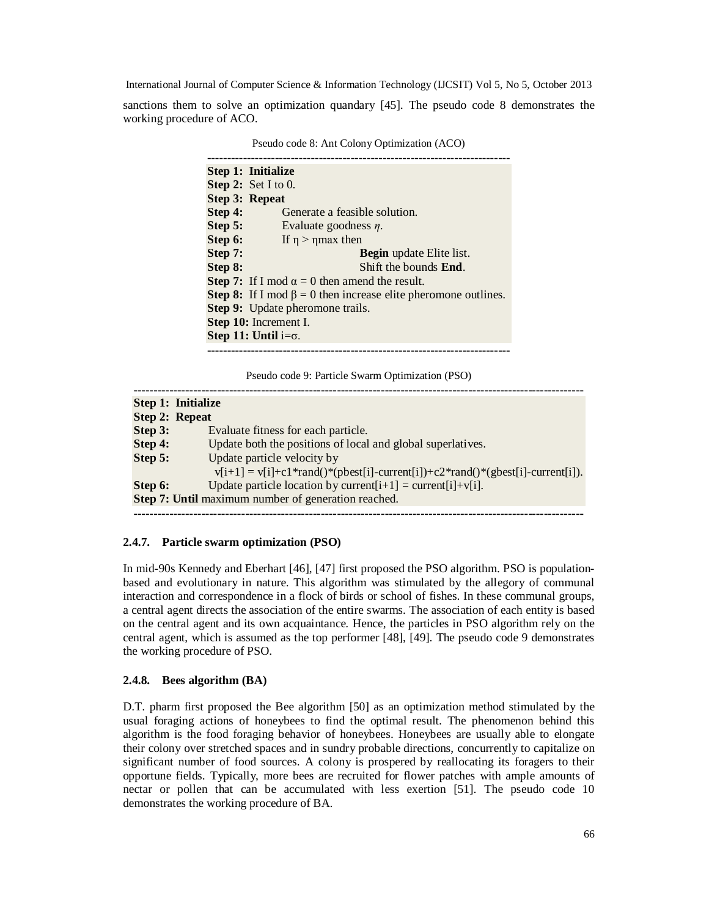sanctions them to solve an optimization quandary [45]. The pseudo code 8 demonstrates the working procedure of ACO.

Pseudo code 8: Ant Colony Optimization (ACO)

```
---------------------------------------------------------------------------
Step 1:  Initialize
Step 2:  Set I to 0.
Step 3:  Repeat
Step 4:          Generate a feasible solution.
Step 5:          Evaluate goodness η.
Step 6:          If η > ηmax then
Step 7:                          Begin update Elite list.
Step 8:                          Shift the bounds End.
Step 7:  If I mod α = 0 then amend the result.
Step 8:  If I mod β = 0 then increase elite pheromone outlines.
Step 9:  Update pheromone trails.
Step 10: Increment I.
Step 11: Until i=σ.
---------------------------------------------------------------------------
```

Pseudo code 9: Particle Swarm Optimization (PSO)

```
-----------------------------------------------------------------------------------------------------------
Step 1:  Initialize
Step 2:  Repeat
Step 3:          Evaluate fitness for each particle.
Step 4:          Update both the positions of local and global superlatives.
Step 5:          Update particle velocity by
                   v[i+1] = v[i]+c1*rand()*(pbest[i]-current[i])+c2*rand()*(gbest[i]-current[i]).
Step 6:          Update particle location by current[i+1] = current[i]+v[i].
Step 7: Until maximum number of generation reached.
-----------------------------------------------------------------------------------------------------------
```

### 2.4.7. Particle swarm optimization (PSO)

In mid-90s Kennedy and Eberhart [46], [47] first proposed the PSO algorithm. PSO is population-based and evolutionary in nature. This algorithm was stimulated by the allegory of communal interaction and correspondence in a flock of birds or school of fishes. In these communal groups, a central agent directs the association of the entire swarms. The association of each entity is based on the central agent and its own acquaintance. Hence, the particles in PSO algorithm rely on the central agent, which is assumed as the top performer [48], [49]. The pseudo code 9 demonstrates the working procedure of PSO.

### 2.4.8. Bees algorithm (BA)

D.T. pharm first proposed the Bee algorithm [50] as an optimization method stimulated by the usual foraging actions of honeybees to find the optimal result. The phenomenon behind this algorithm is the food foraging behavior of honeybees. Honeybees are usually able to elongate their colony over stretched spaces and in sundry probable directions, concurrently to capitalize on significant number of food sources. A colony is prospered by reallocating its foragers to their opportune fields. Typically, more bees are recruited for flower patches with ample amounts of nectar or pollen that can be accumulated with less exertion [51]. The pseudo code 10 demonstrates the working procedure of BA.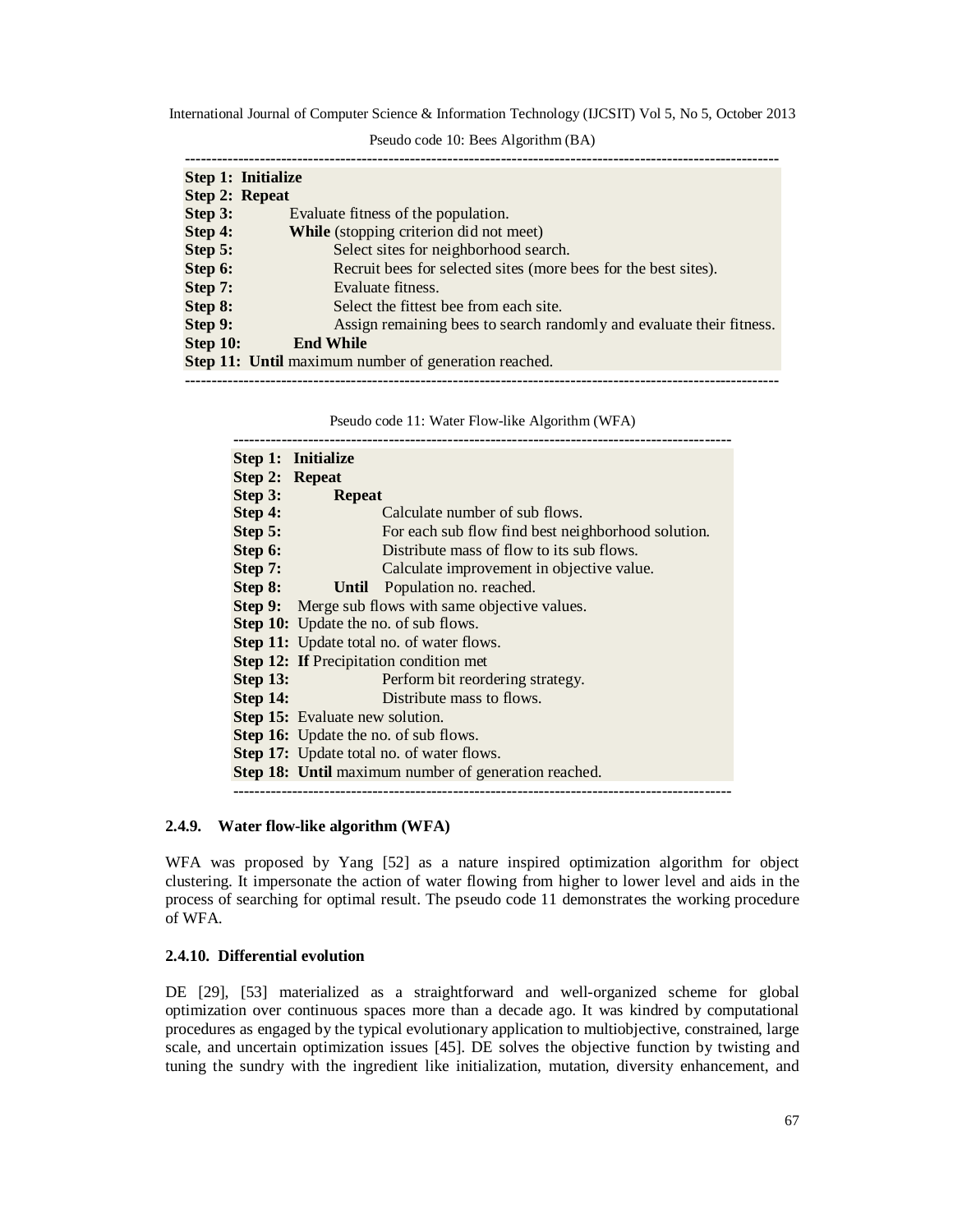Pseudo code 10: Bees Algorithm (BA)

```
-----------------------------------------------------------------------------------------------------------
Step 1:  Initialize
Step 2:  Repeat
Step 3:          Evaluate fitness of the population.
Step 4:          While (stopping criterion did not meet)
Step 5:                  Select sites for neighborhood search.
Step 6:                  Recruit bees for selected sites (more bees for the best sites).
Step 7:                  Evaluate fitness.
Step 8:                  Select the fittest bee from each site.
Step 9:                  Assign remaining bees to search randomly and evaluate their fitness.
Step 10:         End While
Step 11:  Until maximum number of generation reached.
-----------------------------------------------------------------------------------------------------------
```

Pseudo code 11: Water Flow-like Algorithm (WFA)

```
---------------------------------------------------------------------------------------------
Step 1:  Initialize
Step 2:  Repeat
Step 3:          Repeat
Step 4:                  Calculate number of sub flows.
Step 5:                  For each sub flow find best neighborhood solution.
Step 6:                  Distribute mass of flow to its sub flows.
Step 7:                  Calculate improvement in objective value.
Step 8:          Until   Population no. reached.
Step 9:   Merge sub flows with same objective values.
Step 10:  Update the no. of sub flows.
Step 11:  Update total no. of water flows.
Step 12:  If Precipitation condition met
Step 13:                 Perform bit reordering strategy.
Step 14:                 Distribute mass to flows.
Step 15:  Evaluate new solution.
Step 16:  Update the no. of sub flows.
Step 17:  Update total no. of water flows.
Step 18:  Until maximum number of generation reached.
---------------------------------------------------------------------------------------------
```

### 2.4.9. Water flow-like algorithm (WFA)

WFA was proposed by Yang [52] as a nature inspired optimization algorithm for object clustering. It impersonate the action of water flowing from higher to lower level and aids in the process of searching for optimal result. The pseudo code 11 demonstrates the working procedure of WFA.

### 2.4.10. Differential evolution

DE [29], [53] materialized as a straightforward and well-organized scheme for global optimization over continuous spaces more than a decade ago. It was kindred by computational procedures as engaged by the typical evolutionary application to multiobjective, constrained, large scale, and uncertain optimization issues [45]. DE solves the objective function by twisting and tuning the sundry with the ingredient like initialization, mutation, diversity enhancement, and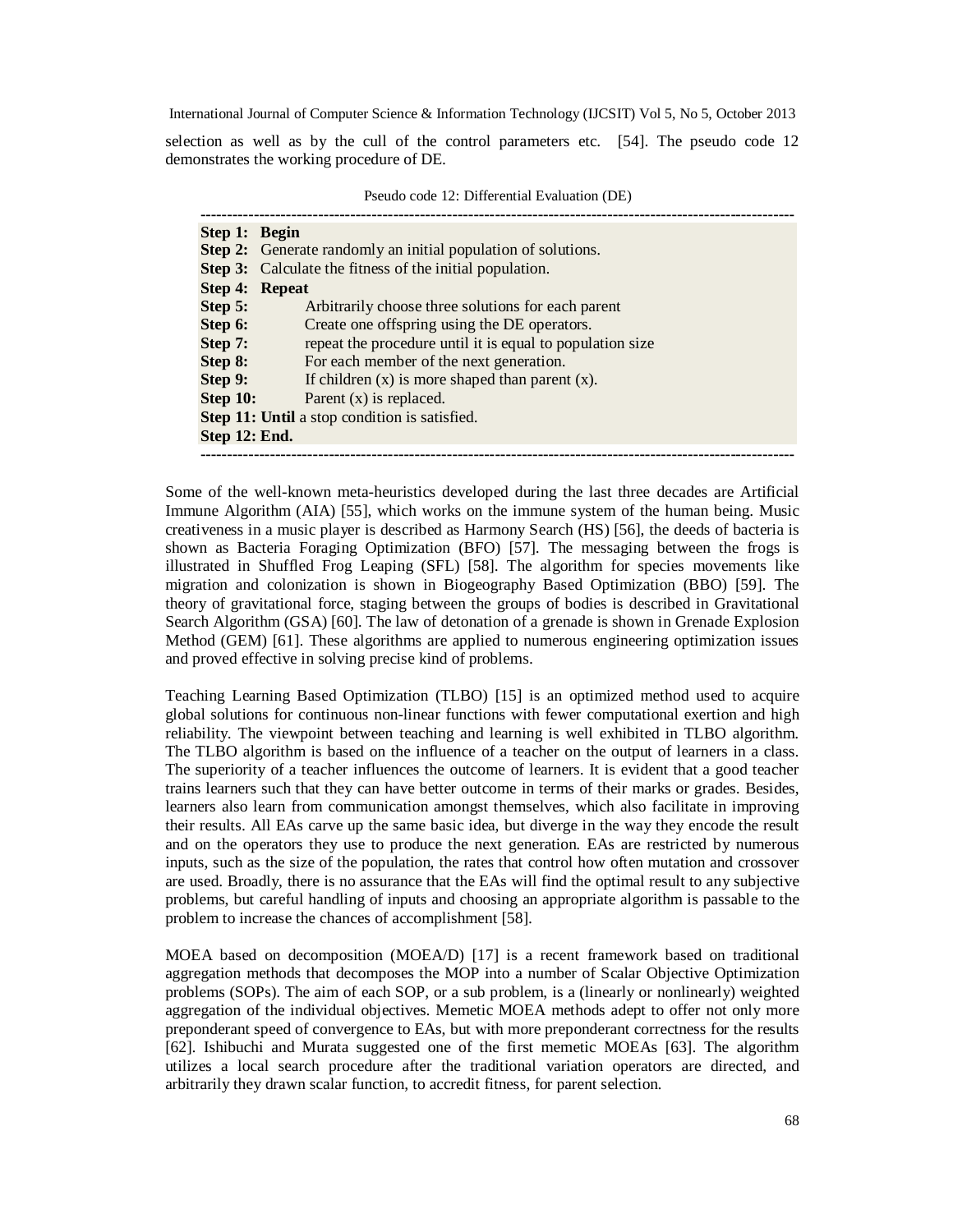selection as well as by the cull of the control parameters etc. [54]. The pseudo code 12 demonstrates the working procedure of DE.

Pseudo code 12: Differential Evaluation (DE)

```
--------------------------------------------------------------------------------
Step 1:  Begin
Step 2:  Generate randomly an initial population of solutions.
Step 3:  Calculate the fitness of the initial population.
Step 4:  Repeat
Step 5:         Arbitrarily choose three solutions for each parent
Step 6:         Create one offspring using the DE operators.
Step 7:         repeat the procedure until it is equal to population size
Step 8:         For each member of the next generation.
Step 9:         If children (x) is more shaped than parent (x).
Step 10:        Parent (x) is replaced.
Step 11: Until a stop condition is satisfied.
Step 12: End.
--------------------------------------------------------------------------------
```

Some of the well-known meta-heuristics developed during the last three decades are Artificial Immune Algorithm (AIA) [55], which works on the immune system of the human being. Music creativeness in a music player is described as Harmony Search (HS) [56], the deeds of bacteria is shown as Bacteria Foraging Optimization (BFO) [57]. The messaging between the frogs is illustrated in Shuffled Frog Leaping (SFL) [58]. The algorithm for species movements like migration and colonization is shown in Biogeography Based Optimization (BBO) [59]. The theory of gravitational force, staging between the groups of bodies is described in Gravitational Search Algorithm (GSA) [60]. The law of detonation of a grenade is shown in Grenade Explosion Method (GEM) [61]. These algorithms are applied to numerous engineering optimization issues and proved effective in solving precise kind of problems.

Teaching Learning Based Optimization (TLBO) [15] is an optimized method used to acquire global solutions for continuous non-linear functions with fewer computational exertion and high reliability. The viewpoint between teaching and learning is well exhibited in TLBO algorithm. The TLBO algorithm is based on the influence of a teacher on the output of learners in a class. The superiority of a teacher influences the outcome of learners. It is evident that a good teacher trains learners such that they can have better outcome in terms of their marks or grades. Besides, learners also learn from communication amongst themselves, which also facilitate in improving their results. All EAs carve up the same basic idea, but diverge in the way they encode the result and on the operators they use to produce the next generation. EAs are restricted by numerous inputs, such as the size of the population, the rates that control how often mutation and crossover are used. Broadly, there is no assurance that the EAs will find the optimal result to any subjective problems, but careful handling of inputs and choosing an appropriate algorithm is passable to the problem to increase the chances of accomplishment [58].

MOEA based on decomposition (MOEA/D) [17] is a recent framework based on traditional aggregation methods that decomposes the MOP into a number of Scalar Objective Optimization problems (SOPs). The aim of each SOP, or a sub problem, is a (linearly or nonlinearly) weighted aggregation of the individual objectives. Memetic MOEA methods adept to offer not only more preponderant speed of convergence to EAs, but with more preponderant correctness for the results [62]. Ishibuchi and Murata suggested one of the first memetic MOEAs [63]. The algorithm utilizes a local search procedure after the traditional variation operators are directed, and arbitrarily they drawn scalar function, to accredit fitness, for parent selection.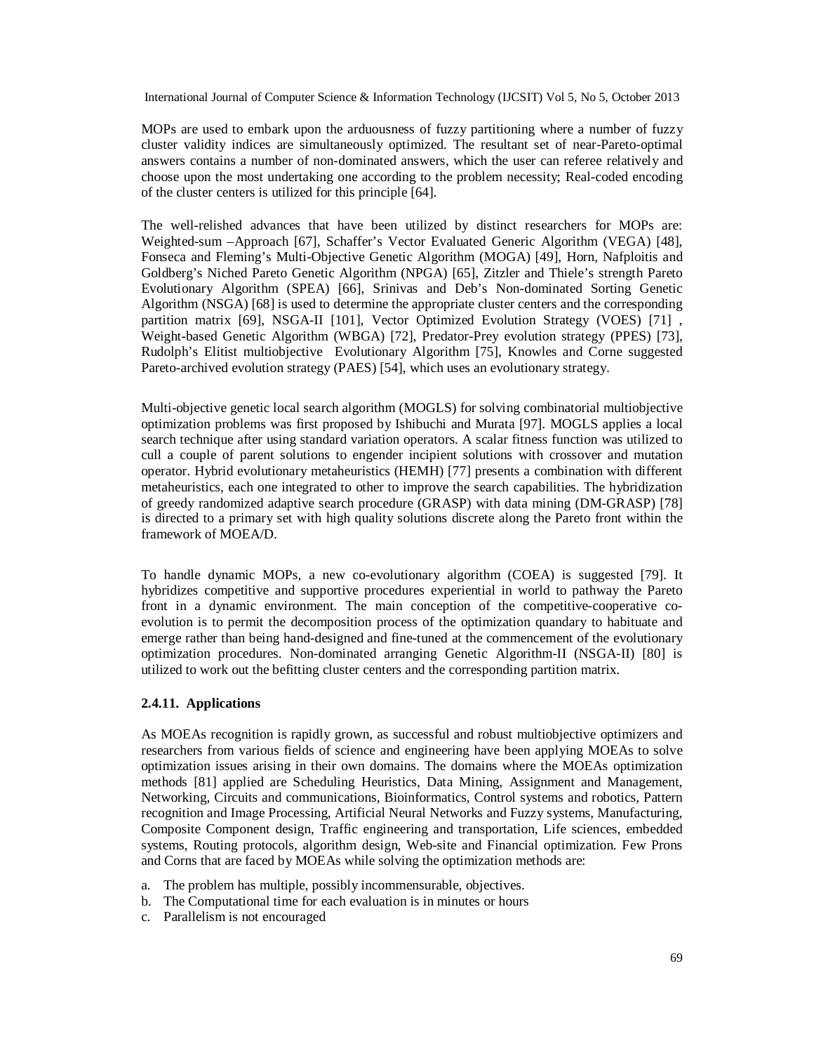MOPs are used to embark upon the arduousness of fuzzy partitioning where a number of fuzzy cluster validity indices are simultaneously optimized. The resultant set of near-Pareto-optimal answers contains a number of non-dominated answers, which the user can referee relatively and choose upon the most undertaking one according to the problem necessity; Real-coded encoding of the cluster centers is utilized for this principle [64].

The well-relished advances that have been utilized by distinct researchers for MOPs are: Weighted-sum –Approach [67], Schaffer's Vector Evaluated Generic Algorithm (VEGA) [48], Fonseca and Fleming's Multi-Objective Genetic Algorithm (MOGA) [49], Horn, Nafploitis and Goldberg's Niched Pareto Genetic Algorithm (NPGA) [65], Zitzler and Thiele's strength Pareto Evolutionary Algorithm (SPEA) [66], Srinivas and Deb's Non-dominated Sorting Genetic Algorithm (NSGA) [68] is used to determine the appropriate cluster centers and the corresponding partition matrix [69], NSGA-II [101], Vector Optimized Evolution Strategy (VOES) [71] , Weight-based Genetic Algorithm (WBGA) [72], Predator-Prey evolution strategy (PPES) [73], Rudolph's Elitist multiobjective Evolutionary Algorithm [75], Knowles and Corne suggested Pareto-archived evolution strategy (PAES) [54], which uses an evolutionary strategy.

Multi-objective genetic local search algorithm (MOGLS) for solving combinatorial multiobjective optimization problems was first proposed by Ishibuchi and Murata [97]. MOGLS applies a local search technique after using standard variation operators. A scalar fitness function was utilized to cull a couple of parent solutions to engender incipient solutions with crossover and mutation operator. Hybrid evolutionary metaheuristics (HEMH) [77] presents a combination with different metaheuristics, each one integrated to other to improve the search capabilities. The hybridization of greedy randomized adaptive search procedure (GRASP) with data mining (DM-GRASP) [78] is directed to a primary set with high quality solutions discrete along the Pareto front within the framework of MOEA/D.

To handle dynamic MOPs, a new co-evolutionary algorithm (COEA) is suggested [79]. It hybridizes competitive and supportive procedures experiential in world to pathway the Pareto front in a dynamic environment. The main conception of the competitive-cooperative co-evolution is to permit the decomposition process of the optimization quandary to habituate and emerge rather than being hand-designed and fine-tuned at the commencement of the evolutionary optimization procedures. Non-dominated arranging Genetic Algorithm-II (NSGA-II) [80] is utilized to work out the befitting cluster centers and the corresponding partition matrix.

### 2.4.11. Applications

As MOEAs recognition is rapidly grown, as successful and robust multiobjective optimizers and researchers from various fields of science and engineering have been applying MOEAs to solve optimization issues arising in their own domains. The domains where the MOEAs optimization methods [81] applied are Scheduling Heuristics, Data Mining, Assignment and Management, Networking, Circuits and communications, Bioinformatics, Control systems and robotics, Pattern recognition and Image Processing, Artificial Neural Networks and Fuzzy systems, Manufacturing, Composite Component design, Traffic engineering and transportation, Life sciences, embedded systems, Routing protocols, algorithm design, Web-site and Financial optimization. Few Prons and Corns that are faced by MOEAs while solving the optimization methods are:

a. The problem has multiple, possibly incommensurable, objectives.
b. The Computational time for each evaluation is in minutes or hours
c. Parallelism is not encouraged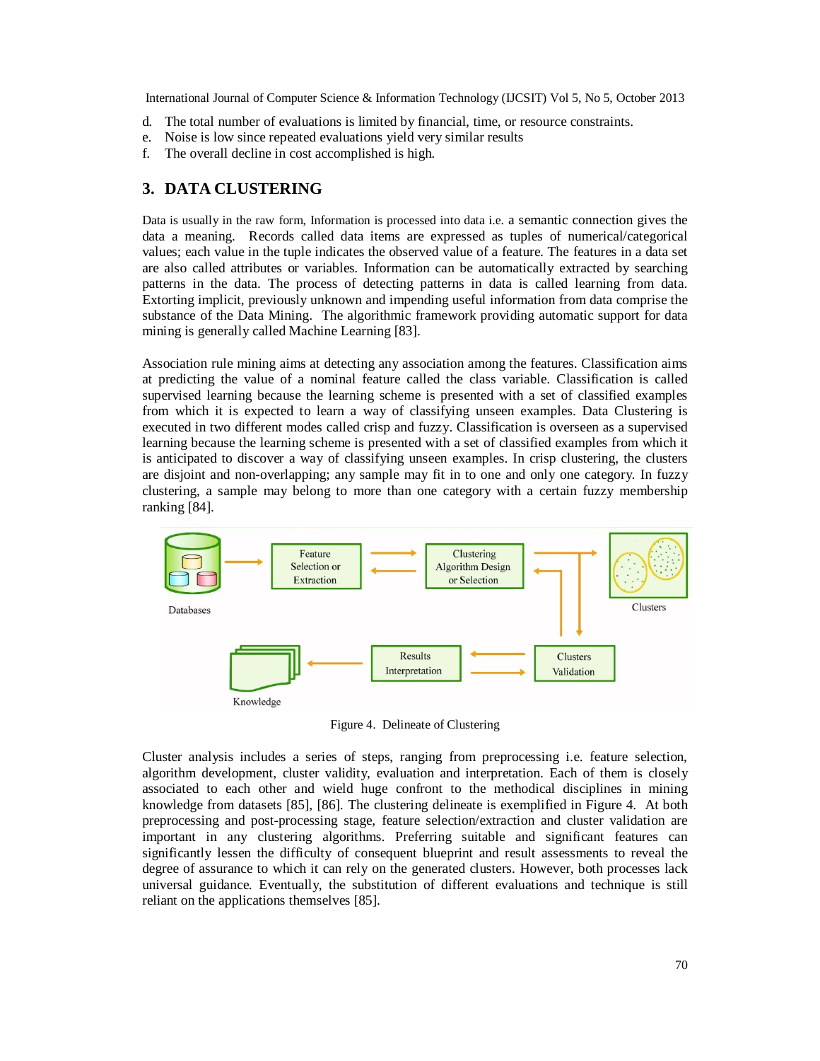d. The total number of evaluations is limited by financial, time, or resource constraints.
e. Noise is low since repeated evaluations yield very similar results
f. The overall decline in cost accomplished is high.

## 3. DATA CLUSTERING

Data is usually in the raw form, Information is processed into data i.e. a semantic connection gives the data a meaning. Records called data items are expressed as tuples of numerical/categorical values; each value in the tuple indicates the observed value of a feature. The features in a data set are also called attributes or variables. Information can be automatically extracted by searching patterns in the data. The process of detecting patterns in data is called learning from data. Extorting implicit, previously unknown and impending useful information from data comprise the substance of the Data Mining. The algorithmic framework providing automatic support for data mining is generally called Machine Learning [83].

Association rule mining aims at detecting any association among the features. Classification aims at predicting the value of a nominal feature called the class variable. Classification is called supervised learning because the learning scheme is presented with a set of classified examples from which it is expected to learn a way of classifying unseen examples. Data Clustering is executed in two different modes called crisp and fuzzy. Classification is overseen as a supervised learning because the learning scheme is presented with a set of classified examples from which it is anticipated to discover a way of classifying unseen examples. In crisp clustering, the clusters are disjoint and non-overlapping; any sample may fit in to one and only one category. In fuzzy clustering, a sample may belong to more than one category with a certain fuzzy membership ranking [84].

Figure 4. Delineate of Clustering

Cluster analysis includes a series of steps, ranging from preprocessing i.e. feature selection, algorithm development, cluster validity, evaluation and interpretation. Each of them is closely associated to each other and wield huge confront to the methodical disciplines in mining knowledge from datasets [85], [86]. The clustering delineate is exemplified in Figure 4. At both preprocessing and post-processing stage, feature selection/extraction and cluster validation are important in any clustering algorithms. Preferring suitable and significant features can significantly lessen the difficulty of consequent blueprint and result assessments to reveal the degree of assurance to which it can rely on the generated clusters. However, both processes lack universal guidance. Eventually, the substitution of different evaluations and technique is still reliant on the applications themselves [85].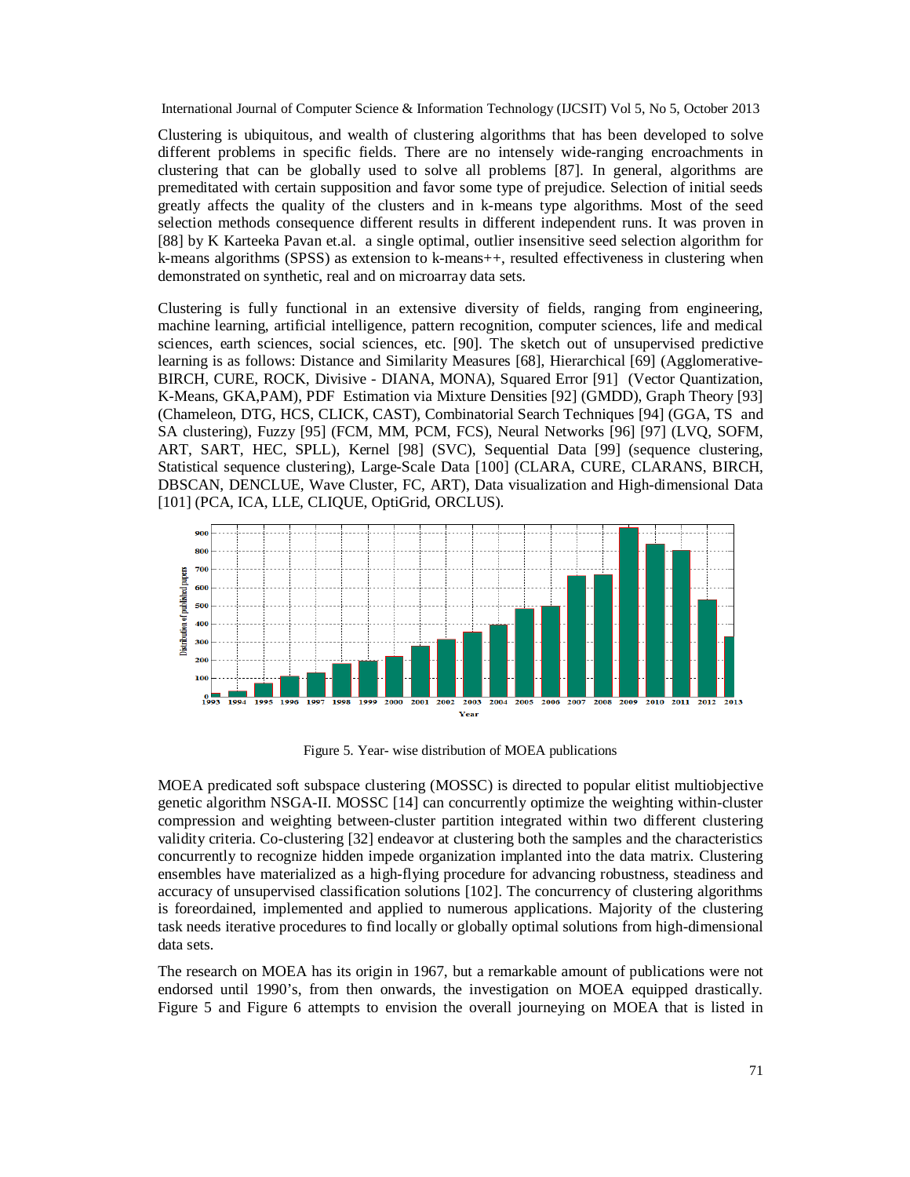Clustering is ubiquitous, and wealth of clustering algorithms that has been developed to solve different problems in specific fields. There are no intensely wide-ranging encroachments in clustering that can be globally used to solve all problems [87]. In general, algorithms are premeditated with certain supposition and favor some type of prejudice. Selection of initial seeds greatly affects the quality of the clusters and in k-means type algorithms. Most of the seed selection methods consequence different results in different independent runs. It was proven in [88] by K Karteeka Pavan et.al. a single optimal, outlier insensitive seed selection algorithm for k-means algorithms (SPSS) as extension to k-means++, resulted effectiveness in clustering when demonstrated on synthetic, real and on microarray data sets.

Clustering is fully functional in an extensive diversity of fields, ranging from engineering, machine learning, artificial intelligence, pattern recognition, computer sciences, life and medical sciences, earth sciences, social sciences, etc. [90]. The sketch out of unsupervised predictive learning is as follows: Distance and Similarity Measures [68], Hierarchical [69] (Agglomerative-BIRCH, CURE, ROCK, Divisive - DIANA, MONA), Squared Error [91] (Vector Quantization, K-Means, GKA,PAM), PDF Estimation via Mixture Densities [92] (GMDD), Graph Theory [93] (Chameleon, DTG, HCS, CLICK, CAST), Combinatorial Search Techniques [94] (GGA, TS and SA clustering), Fuzzy [95] (FCM, MM, PCM, FCS), Neural Networks [96] [97] (LVQ, SOFM, ART, SART, HEC, SPLL), Kernel [98] (SVC), Sequential Data [99] (sequence clustering, Statistical sequence clustering), Large-Scale Data [100] (CLARA, CURE, CLARANS, BIRCH, DBSCAN, DENCLUE, Wave Cluster, FC, ART), Data visualization and High-dimensional Data [101] (PCA, ICA, LLE, CLIQUE, OptiGrid, ORCLUS).

Figure 5. Year- wise distribution of MOEA publications

MOEA predicated soft subspace clustering (MOSSC) is directed to popular elitist multiobjective genetic algorithm NSGA-II. MOSSC [14] can concurrently optimize the weighting within-cluster compression and weighting between-cluster partition integrated within two different clustering validity criteria. Co-clustering [32] endeavor at clustering both the samples and the characteristics concurrently to recognize hidden impede organization implanted into the data matrix. Clustering ensembles have materialized as a high-flying procedure for advancing robustness, steadiness and accuracy of unsupervised classification solutions [102]. The concurrency of clustering algorithms is foreordained, implemented and applied to numerous applications. Majority of the clustering task needs iterative procedures to find locally or globally optimal solutions from high-dimensional data sets.

The research on MOEA has its origin in 1967, but a remarkable amount of publications were not endorsed until 1990's, from then onwards, the investigation on MOEA equipped drastically. Figure 5 and Figure 6 attempts to envision the overall journeying on MOEA that is listed in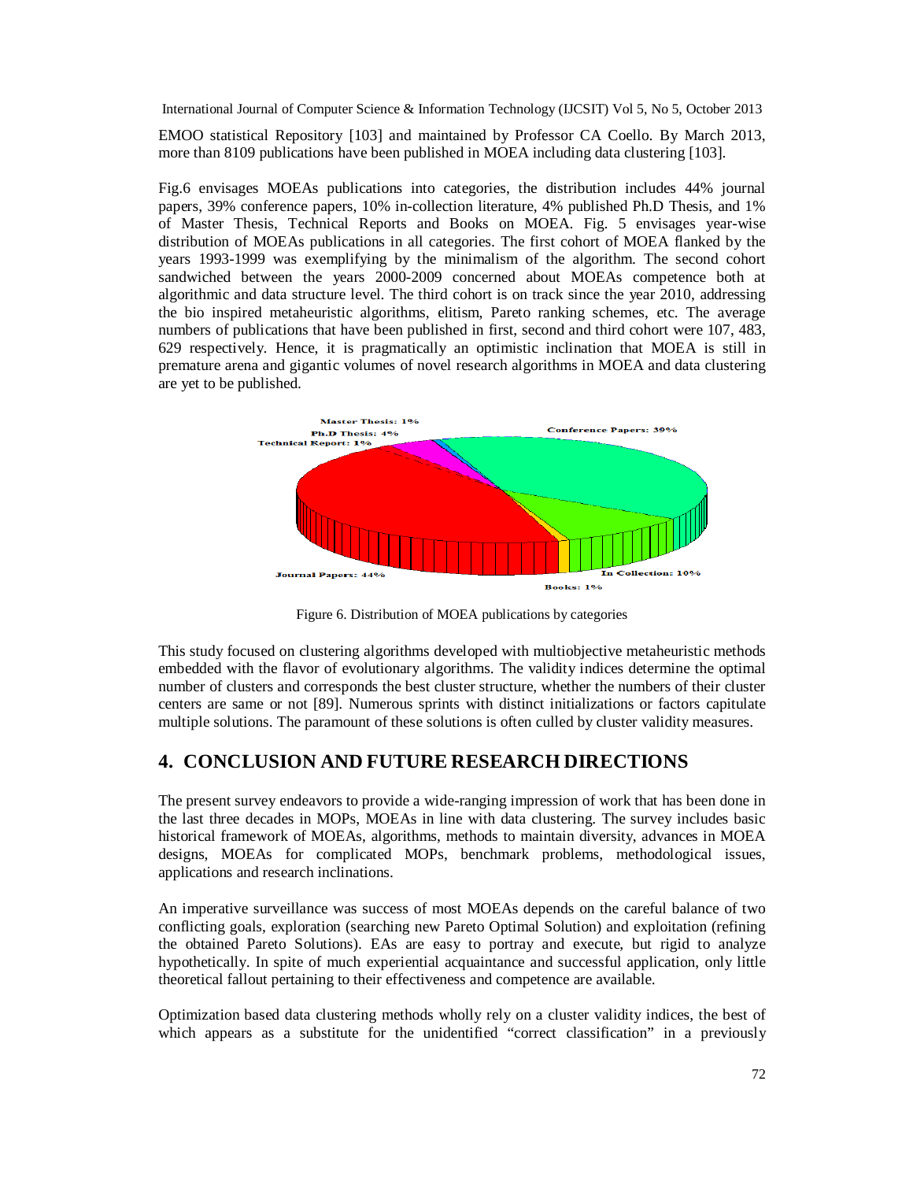EMOO statistical Repository [103] and maintained by Professor CA Coello. By March 2013, more than 8109 publications have been published in MOEA including data clustering [103].

Fig.6 envisages MOEAs publications into categories, the distribution includes 44% journal papers, 39% conference papers, 10% in-collection literature, 4% published Ph.D Thesis, and 1% of Master Thesis, Technical Reports and Books on MOEA. Fig. 5 envisages year-wise distribution of MOEAs publications in all categories. The first cohort of MOEA flanked by the years 1993-1999 was exemplifying by the minimalism of the algorithm. The second cohort sandwiched between the years 2000-2009 concerned about MOEAs competence both at algorithmic and data structure level. The third cohort is on track since the year 2010, addressing the bio inspired metaheuristic algorithms, elitism, Pareto ranking schemes, etc. The average numbers of publications that have been published in first, second and third cohort were 107, 483, 629 respectively. Hence, it is pragmatically an optimistic inclination that MOEA is still in premature arena and gigantic volumes of novel research algorithms in MOEA and data clustering are yet to be published.

Master Thesis: 1%
Ph.D Thesis: 4%
Technical Report: 1%
Conference Papers: 39%
Journal Papers: 44%
In Collection: 10%
Books: 1%

Figure 6. Distribution of MOEA publications by categories

This study focused on clustering algorithms developed with multiobjective metaheuristic methods embedded with the flavor of evolutionary algorithms. The validity indices determine the optimal number of clusters and corresponds the best cluster structure, whether the numbers of their cluster centers are same or not [89]. Numerous sprints with distinct initializations or factors capitulate multiple solutions. The paramount of these solutions is often culled by cluster validity measures.

## 4. CONCLUSION AND FUTURE RESEARCH DIRECTIONS

The present survey endeavors to provide a wide-ranging impression of work that has been done in the last three decades in MOPs, MOEAs in line with data clustering. The survey includes basic historical framework of MOEAs, algorithms, methods to maintain diversity, advances in MOEA designs, MOEAs for complicated MOPs, benchmark problems, methodological issues, applications and research inclinations.

An imperative surveillance was success of most MOEAs depends on the careful balance of two conflicting goals, exploration (searching new Pareto Optimal Solution) and exploitation (refining the obtained Pareto Solutions). EAs are easy to portray and execute, but rigid to analyze hypothetically. In spite of much experiential acquaintance and successful application, only little theoretical fallout pertaining to their effectiveness and competence are available.

Optimization based data clustering methods wholly rely on a cluster validity indices, the best of which appears as a substitute for the unidentified "correct classification" in a previously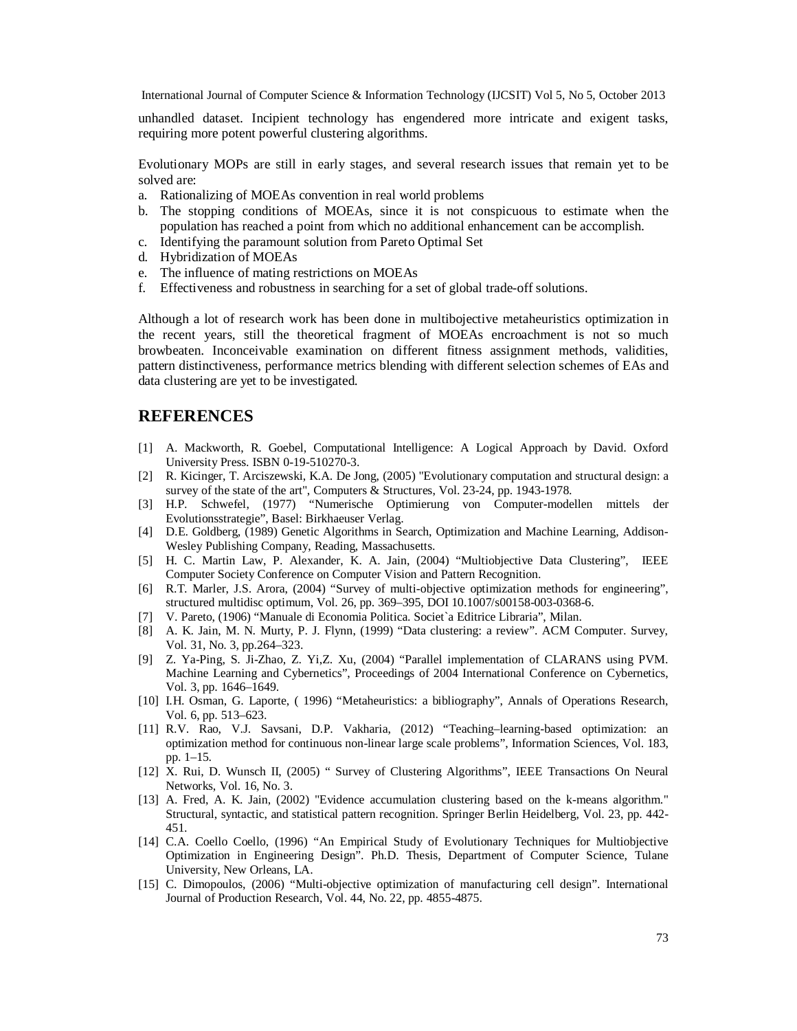unhandled dataset. Incipient technology has engendered more intricate and exigent tasks, requiring more potent powerful clustering algorithms.

Evolutionary MOPs are still in early stages, and several research issues that remain yet to be solved are:

a. Rationalizing of MOEAs convention in real world problems
b. The stopping conditions of MOEAs, since it is not conspicuous to estimate when the population has reached a point from which no additional enhancement can be accomplish.
c. Identifying the paramount solution from Pareto Optimal Set
d. Hybridization of MOEAs
e. The influence of mating restrictions on MOEAs
f. Effectiveness and robustness in searching for a set of global trade-off solutions.

Although a lot of research work has been done in multibojective metaheuristics optimization in the recent years, still the theoretical fragment of MOEAs encroachment is not so much browbeaten. Inconceivable examination on different fitness assignment methods, validities, pattern distinctiveness, performance metrics blending with different selection schemes of EAs and data clustering are yet to be investigated.

## REFERENCES

[1] A. Mackworth, R. Goebel, Computational Intelligence: A Logical Approach by David. Oxford University Press. ISBN 0-19-510270-3.

[2] R. Kicinger, T. Arciszewski, K.A. De Jong, (2005) "Evolutionary computation and structural design: a survey of the state of the art", Computers & Structures, Vol. 23-24, pp. 1943-1978.

[3] H.P. Schwefel, (1977) "Numerische Optimierung von Computer-modellen mittels der Evolutionsstrategie", Basel: Birkhaeuser Verlag.

[4] D.E. Goldberg, (1989) Genetic Algorithms in Search, Optimization and Machine Learning, Addison-Wesley Publishing Company, Reading, Massachusetts.

[5] H. C. Martin Law, P. Alexander, K. A. Jain, (2004) "Multiobjective Data Clustering", IEEE Computer Society Conference on Computer Vision and Pattern Recognition.

[6] R.T. Marler, J.S. Arora, (2004) "Survey of multi-objective optimization methods for engineering", structured multidisc optimum, Vol. 26, pp. 369–395, DOI 10.1007/s00158-003-0368-6.

[7] V. Pareto, (1906) "Manuale di Economia Politica. Societ`a Editrice Libraria", Milan.

[8] A. K. Jain, M. N. Murty, P. J. Flynn, (1999) "Data clustering: a review". ACM Computer. Survey, Vol. 31, No. 3, pp.264–323.

[9] Z. Ya-Ping, S. Ji-Zhao, Z. Yi,Z. Xu, (2004) "Parallel implementation of CLARANS using PVM. Machine Learning and Cybernetics", Proceedings of 2004 International Conference on Cybernetics, Vol. 3, pp. 1646–1649.

[10] I.H. Osman, G. Laporte, ( 1996) "Metaheuristics: a bibliography", Annals of Operations Research, Vol. 6, pp. 513–623.

[11] R.V. Rao, V.J. Savsani, D.P. Vakharia, (2012) "Teaching–learning-based optimization: an optimization method for continuous non-linear large scale problems", Information Sciences, Vol. 183, pp. 1–15.

[12] X. Rui, D. Wunsch II, (2005) " Survey of Clustering Algorithms", IEEE Transactions On Neural Networks, Vol. 16, No. 3.

[13] A. Fred, A. K. Jain, (2002) "Evidence accumulation clustering based on the k-means algorithm." Structural, syntactic, and statistical pattern recognition. Springer Berlin Heidelberg, Vol. 23, pp. 442-451.

[14] C.A. Coello Coello, (1996) "An Empirical Study of Evolutionary Techniques for Multiobjective Optimization in Engineering Design". Ph.D. Thesis, Department of Computer Science, Tulane University, New Orleans, LA.

[15] C. Dimopoulos, (2006) "Multi-objective optimization of manufacturing cell design". International Journal of Production Research, Vol. 44, No. 22, pp. 4855-4875.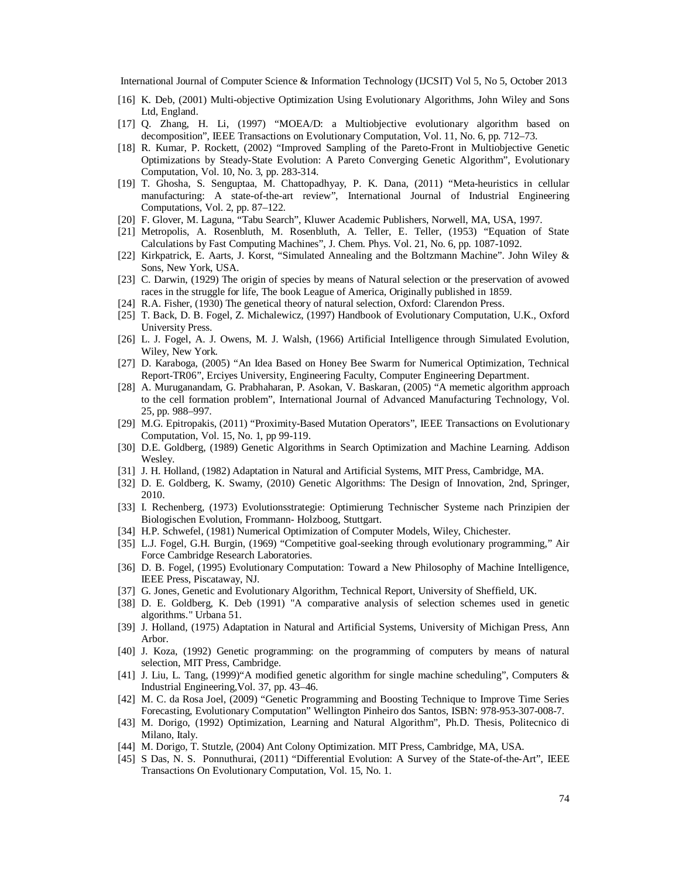[16] K. Deb, (2001) Multi-objective Optimization Using Evolutionary Algorithms, John Wiley and Sons Ltd, England.

[17] Q. Zhang, H. Li, (1997) "MOEA/D: a Multiobjective evolutionary algorithm based on decomposition", IEEE Transactions on Evolutionary Computation, Vol. 11, No. 6, pp. 712–73.

[18] R. Kumar, P. Rockett, (2002) "Improved Sampling of the Pareto-Front in Multiobjective Genetic Optimizations by Steady-State Evolution: A Pareto Converging Genetic Algorithm", Evolutionary Computation, Vol. 10, No. 3, pp. 283-314.

[19] T. Ghosha, S. Senguptaa, M. Chattopadhyay, P. K. Dana, (2011) "Meta-heuristics in cellular manufacturing: A state-of-the-art review", International Journal of Industrial Engineering Computations, Vol. 2, pp. 87–122.

[20] F. Glover, M. Laguna, "Tabu Search", Kluwer Academic Publishers, Norwell, MA, USA, 1997.

[21] Metropolis, A. Rosenbluth, M. Rosenbluth, A. Teller, E. Teller, (1953) "Equation of State Calculations by Fast Computing Machines", J. Chem. Phys. Vol. 21, No. 6, pp. 1087-1092.

[22] Kirkpatrick, E. Aarts, J. Korst, "Simulated Annealing and the Boltzmann Machine". John Wiley & Sons, New York, USA.

[23] C. Darwin, (1929) The origin of species by means of Natural selection or the preservation of avowed races in the struggle for life, The book League of America, Originally published in 1859.

[24] R.A. Fisher, (1930) The genetical theory of natural selection, Oxford: Clarendon Press.

[25] T. Back, D. B. Fogel, Z. Michalewicz, (1997) Handbook of Evolutionary Computation, U.K., Oxford University Press.

[26] L. J. Fogel, A. J. Owens, M. J. Walsh, (1966) Artificial Intelligence through Simulated Evolution, Wiley, New York.

[27] D. Karaboga, (2005) "An Idea Based on Honey Bee Swarm for Numerical Optimization, Technical Report-TR06", Erciyes University, Engineering Faculty, Computer Engineering Department.

[28] A. Muruganandam, G. Prabhaharan, P. Asokan, V. Baskaran, (2005) "A memetic algorithm approach to the cell formation problem", International Journal of Advanced Manufacturing Technology, Vol. 25, pp. 988–997.

[29] M.G. Epitropakis, (2011) "Proximity-Based Mutation Operators", IEEE Transactions on Evolutionary Computation, Vol. 15, No. 1, pp 99-119.

[30] D.E. Goldberg, (1989) Genetic Algorithms in Search Optimization and Machine Learning. Addison Wesley.

[31] J. H. Holland, (1982) Adaptation in Natural and Artificial Systems, MIT Press, Cambridge, MA.

[32] D. E. Goldberg, K. Swamy, (2010) Genetic Algorithms: The Design of Innovation, 2nd, Springer, 2010.

[33] I. Rechenberg, (1973) Evolutionsstrategie: Optimierung Technischer Systeme nach Prinzipien der Biologischen Evolution, Frommann- Holzboog, Stuttgart.

[34] H.P. Schwefel, (1981) Numerical Optimization of Computer Models, Wiley, Chichester.

[35] L.J. Fogel, G.H. Burgin, (1969) "Competitive goal-seeking through evolutionary programming," Air Force Cambridge Research Laboratories.

[36] D. B. Fogel, (1995) Evolutionary Computation: Toward a New Philosophy of Machine Intelligence, IEEE Press, Piscataway, NJ.

[37] G. Jones, Genetic and Evolutionary Algorithm, Technical Report, University of Sheffield, UK.

[38] D. E. Goldberg, K. Deb (1991) "A comparative analysis of selection schemes used in genetic algorithms." Urbana 51.

[39] J. Holland, (1975) Adaptation in Natural and Artificial Systems, University of Michigan Press, Ann Arbor.

[40] J. Koza, (1992) Genetic programming: on the programming of computers by means of natural selection, MIT Press, Cambridge.

[41] J. Liu, L. Tang, (1999)"A modified genetic algorithm for single machine scheduling", Computers & Industrial Engineering,Vol. 37, pp. 43–46.

[42] M. C. da Rosa Joel, (2009) "Genetic Programming and Boosting Technique to Improve Time Series Forecasting, Evolutionary Computation" Wellington Pinheiro dos Santos, ISBN: 978-953-307-008-7.

[43] M. Dorigo, (1992) Optimization, Learning and Natural Algorithm", Ph.D. Thesis, Politecnico di Milano, Italy.

[44] M. Dorigo, T. Stutzle, (2004) Ant Colony Optimization. MIT Press, Cambridge, MA, USA.

[45] S Das, N. S. Ponnuthurai, (2011) "Differential Evolution: A Survey of the State-of-the-Art", IEEE Transactions On Evolutionary Computation, Vol. 15, No. 1.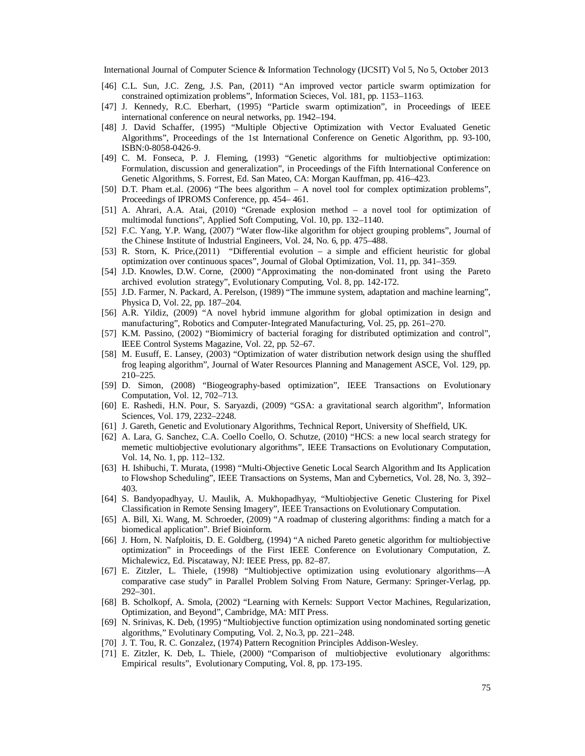[46] C.L. Sun, J.C. Zeng, J.S. Pan, (2011) "An improved vector particle swarm optimization for constrained optimization problems", Information Scieces, Vol. 181, pp. 1153–1163.

[47] J. Kennedy, R.C. Eberhart, (1995) "Particle swarm optimization", in Proceedings of IEEE international conference on neural networks, pp. 1942–194.

[48] J. David Schaffer, (1995) "Multiple Objective Optimization with Vector Evaluated Genetic Algorithms", Proceedings of the 1st International Conference on Genetic Algorithm, pp. 93-100, ISBN:0-8058-0426-9.

[49] C. M. Fonseca, P. J. Fleming, (1993) "Genetic algorithms for multiobjective optimization: Formulation, discussion and generalization", in Proceedings of the Fifth International Conference on Genetic Algorithms, S. Forrest, Ed. San Mateo, CA: Morgan Kauffman, pp. 416–423.

[50] D.T. Pham et.al. (2006) "The bees algorithm – A novel tool for complex optimization problems", Proceedings of IPROMS Conference, pp. 454– 461.

[51] A. Ahrari, A.A. Atai, (2010) "Grenade explosion method – a novel tool for optimization of multimodal functions", Applied Soft Computing, Vol. 10, pp. 132–1140.

[52] F.C. Yang, Y.P. Wang, (2007) "Water flow-like algorithm for object grouping problems", Journal of the Chinese Institute of Industrial Engineers, Vol. 24, No. 6, pp. 475–488.

[53] R. Storn, K. Price,(2011) "Differential evolution – a simple and efficient heuristic for global optimization over continuous spaces", Journal of Global Optimization, Vol. 11, pp. 341–359.

[54] J.D. Knowles, D.W. Corne, (2000) "Approximating the non-dominated front using the Pareto archived evolution strategy", Evolutionary Computing, Vol. 8, pp. 142-172.

[55] J.D. Farmer, N. Packard, A. Perelson, (1989) "The immune system, adaptation and machine learning", Physica D, Vol. 22, pp. 187–204.

[56] A.R. Yildiz, (2009) "A novel hybrid immune algorithm for global optimization in design and manufacturing", Robotics and Computer-Integrated Manufacturing, Vol. 25, pp. 261–270.

[57] K.M. Passino, (2002) "Biomimicry of bacterial foraging for distributed optimization and control", IEEE Control Systems Magazine, Vol. 22, pp. 52–67.

[58] M. Eusuff, E. Lansey, (2003) "Optimization of water distribution network design using the shuffled frog leaping algorithm", Journal of Water Resources Planning and Management ASCE, Vol. 129, pp. 210–225.

[59] D. Simon, (2008) "Biogeography-based optimization", IEEE Transactions on Evolutionary Computation, Vol. 12, 702–713.

[60] E. Rashedi, H.N. Pour, S. Saryazdi, (2009) "GSA: a gravitational search algorithm", Information Sciences, Vol. 179, 2232–2248.

[61] J. Gareth, Genetic and Evolutionary Algorithms, Technical Report, University of Sheffield, UK.

[62] A. Lara, G. Sanchez, C.A. Coello Coello, O. Schutze, (2010) "HCS: a new local search strategy for memetic multiobjective evolutionary algorithms", IEEE Transactions on Evolutionary Computation, Vol. 14, No. 1, pp. 112–132.

[63] H. Ishibuchi, T. Murata, (1998) "Multi-Objective Genetic Local Search Algorithm and Its Application to Flowshop Scheduling", IEEE Transactions on Systems, Man and Cybernetics, Vol. 28, No. 3, 392–403.

[64] S. Bandyopadhyay, U. Maulik, A. Mukhopadhyay, "Multiobjective Genetic Clustering for Pixel Classification in Remote Sensing Imagery", IEEE Transactions on Evolutionary Computation.

[65] A. Bill, Xi. Wang, M. Schroeder, (2009) "A roadmap of clustering algorithms: finding a match for a biomedical application". Brief Bioinform.

[66] J. Horn, N. Nafploitis, D. E. Goldberg, (1994) "A niched Pareto genetic algorithm for multiobjective optimization" in Proceedings of the First IEEE Conference on Evolutionary Computation, Z. Michalewicz, Ed. Piscataway, NJ: IEEE Press, pp. 82–87.

[67] E. Zitzler, L. Thiele, (1998) "Multiobjective optimization using evolutionary algorithms—A comparative case study" in Parallel Problem Solving From Nature, Germany: Springer-Verlag, pp. 292–301.

[68] B. Scholkopf, A. Smola, (2002) "Learning with Kernels: Support Vector Machines, Regularization, Optimization, and Beyond", Cambridge, MA: MIT Press.

[69] N. Srinivas, K. Deb, (1995) "Multiobjective function optimization using nondominated sorting genetic algorithms," Evolutinary Computing, Vol. 2, No.3, pp. 221–248.

[70] J. T. Tou, R. C. Gonzalez, (1974) Pattern Recognition Principles Addison-Wesley.

[71] E. Zitzler, K. Deb, L. Thiele, (2000) "Comparison of multiobjective evolutionary algorithms: Empirical results", Evolutionary Computing, Vol. 8, pp. 173-195.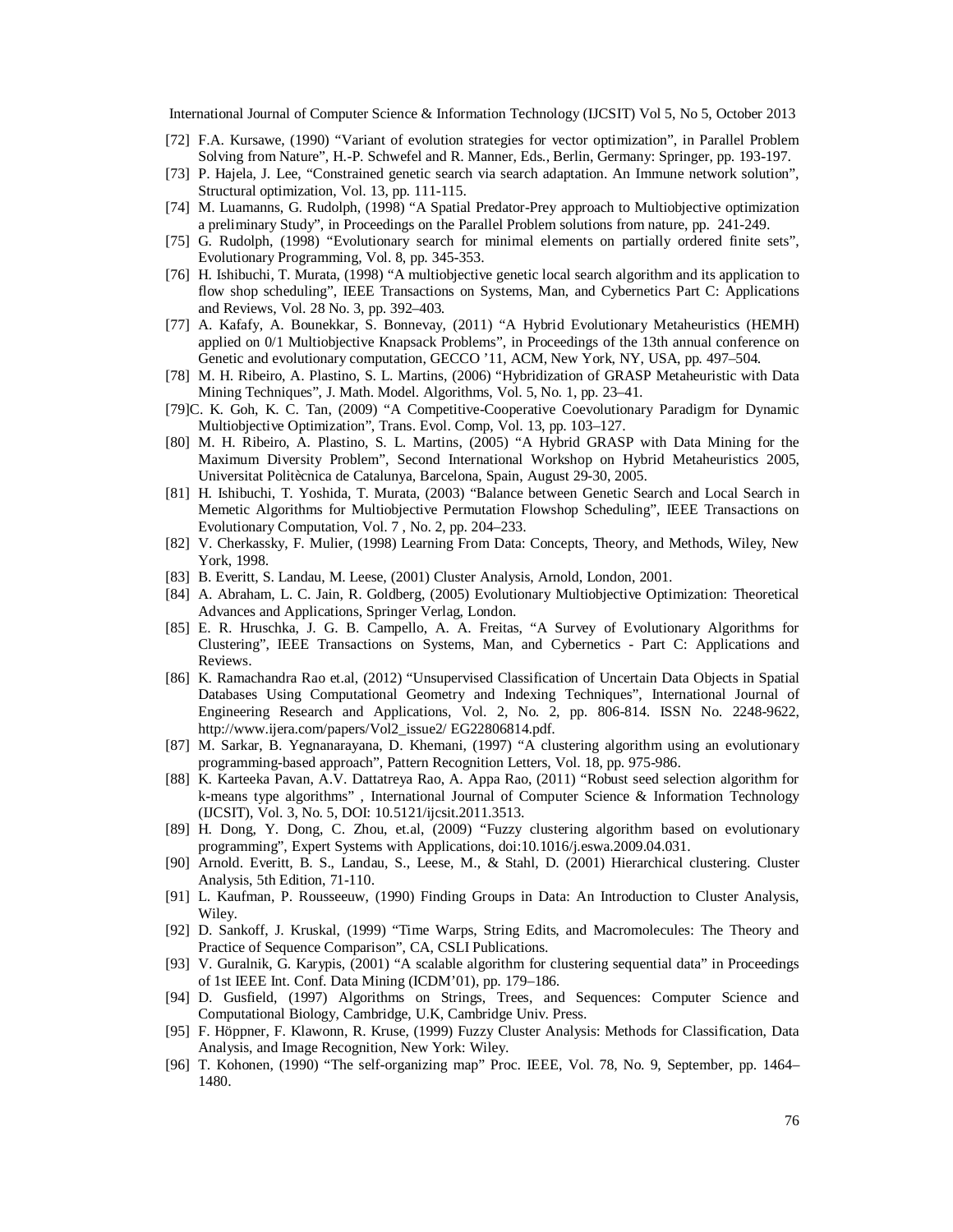[72] F.A. Kursawe, (1990) "Variant of evolution strategies for vector optimization", in Parallel Problem Solving from Nature", H.-P. Schwefel and R. Manner, Eds., Berlin, Germany: Springer, pp. 193-197.

[73] P. Hajela, J. Lee, "Constrained genetic search via search adaptation. An Immune network solution", Structural optimization, Vol. 13, pp. 111-115.

[74] M. Luamanns, G. Rudolph, (1998) "A Spatial Predator-Prey approach to Multiobjective optimization a preliminary Study", in Proceedings on the Parallel Problem solutions from nature, pp. 241-249.

[75] G. Rudolph, (1998) "Evolutionary search for minimal elements on partially ordered finite sets", Evolutionary Programming, Vol. 8, pp. 345-353.

[76] H. Ishibuchi, T. Murata, (1998) "A multiobjective genetic local search algorithm and its application to flow shop scheduling", IEEE Transactions on Systems, Man, and Cybernetics Part C: Applications and Reviews, Vol. 28 No. 3, pp. 392–403.

[77] A. Kafafy, A. Bounekkar, S. Bonnevay, (2011) "A Hybrid Evolutionary Metaheuristics (HEMH) applied on 0/1 Multiobjective Knapsack Problems", in Proceedings of the 13th annual conference on Genetic and evolutionary computation, GECCO '11, ACM, New York, NY, USA, pp. 497–504.

[78] M. H. Ribeiro, A. Plastino, S. L. Martins, (2006) "Hybridization of GRASP Metaheuristic with Data Mining Techniques", J. Math. Model. Algorithms, Vol. 5, No. 1, pp. 23–41.

[79]C. K. Goh, K. C. Tan, (2009) "A Competitive-Cooperative Coevolutionary Paradigm for Dynamic Multiobjective Optimization", Trans. Evol. Comp, Vol. 13, pp. 103–127.

[80] M. H. Ribeiro, A. Plastino, S. L. Martins, (2005) "A Hybrid GRASP with Data Mining for the Maximum Diversity Problem", Second International Workshop on Hybrid Metaheuristics 2005, Universitat Politècnica de Catalunya, Barcelona, Spain, August 29-30, 2005.

[81] H. Ishibuchi, T. Yoshida, T. Murata, (2003) "Balance between Genetic Search and Local Search in Memetic Algorithms for Multiobjective Permutation Flowshop Scheduling", IEEE Transactions on Evolutionary Computation, Vol. 7 , No. 2, pp. 204–233.

[82] V. Cherkassky, F. Mulier, (1998) Learning From Data: Concepts, Theory, and Methods, Wiley, New York, 1998.

[83] B. Everitt, S. Landau, M. Leese, (2001) Cluster Analysis, Arnold, London, 2001.

[84] A. Abraham, L. C. Jain, R. Goldberg, (2005) Evolutionary Multiobjective Optimization: Theoretical Advances and Applications, Springer Verlag, London.

[85] E. R. Hruschka, J. G. B. Campello, A. A. Freitas, "A Survey of Evolutionary Algorithms for Clustering", IEEE Transactions on Systems, Man, and Cybernetics - Part C: Applications and Reviews.

[86] K. Ramachandra Rao et.al, (2012) "Unsupervised Classification of Uncertain Data Objects in Spatial Databases Using Computational Geometry and Indexing Techniques", International Journal of Engineering Research and Applications, Vol. 2, No. 2, pp. 806-814. ISSN No. 2248-9622, http://www.ijera.com/papers/Vol2_issue2/ EG22806814.pdf.

[87] M. Sarkar, B. Yegnanarayana, D. Khemani, (1997) "A clustering algorithm using an evolutionary programming-based approach", Pattern Recognition Letters, Vol. 18, pp. 975-986.

[88] K. Karteeka Pavan, A.V. Dattatreya Rao, A. Appa Rao, (2011) "Robust seed selection algorithm for k-means type algorithms" , International Journal of Computer Science & Information Technology (IJCSIT), Vol. 3, No. 5, DOI: 10.5121/ijcsit.2011.3513.

[89] H. Dong, Y. Dong, C. Zhou, et.al, (2009) "Fuzzy clustering algorithm based on evolutionary programming", Expert Systems with Applications, doi:10.1016/j.eswa.2009.04.031.

[90] Arnold. Everitt, B. S., Landau, S., Leese, M., & Stahl, D. (2001) Hierarchical clustering. Cluster Analysis, 5th Edition, 71-110.

[91] L. Kaufman, P. Rousseeuw, (1990) Finding Groups in Data: An Introduction to Cluster Analysis, Wiley.

[92] D. Sankoff, J. Kruskal, (1999) "Time Warps, String Edits, and Macromolecules: The Theory and Practice of Sequence Comparison", CA, CSLI Publications.

[93] V. Guralnik, G. Karypis, (2001) "A scalable algorithm for clustering sequential data" in Proceedings of 1st IEEE Int. Conf. Data Mining (ICDM'01), pp. 179–186.

[94] D. Gusfield, (1997) Algorithms on Strings, Trees, and Sequences: Computer Science and Computational Biology, Cambridge, U.K, Cambridge Univ. Press.

[95] F. Höppner, F. Klawonn, R. Kruse, (1999) Fuzzy Cluster Analysis: Methods for Classification, Data Analysis, and Image Recognition, New York: Wiley.

[96] T. Kohonen, (1990) "The self-organizing map" Proc. IEEE, Vol. 78, No. 9, September, pp. 1464–1480.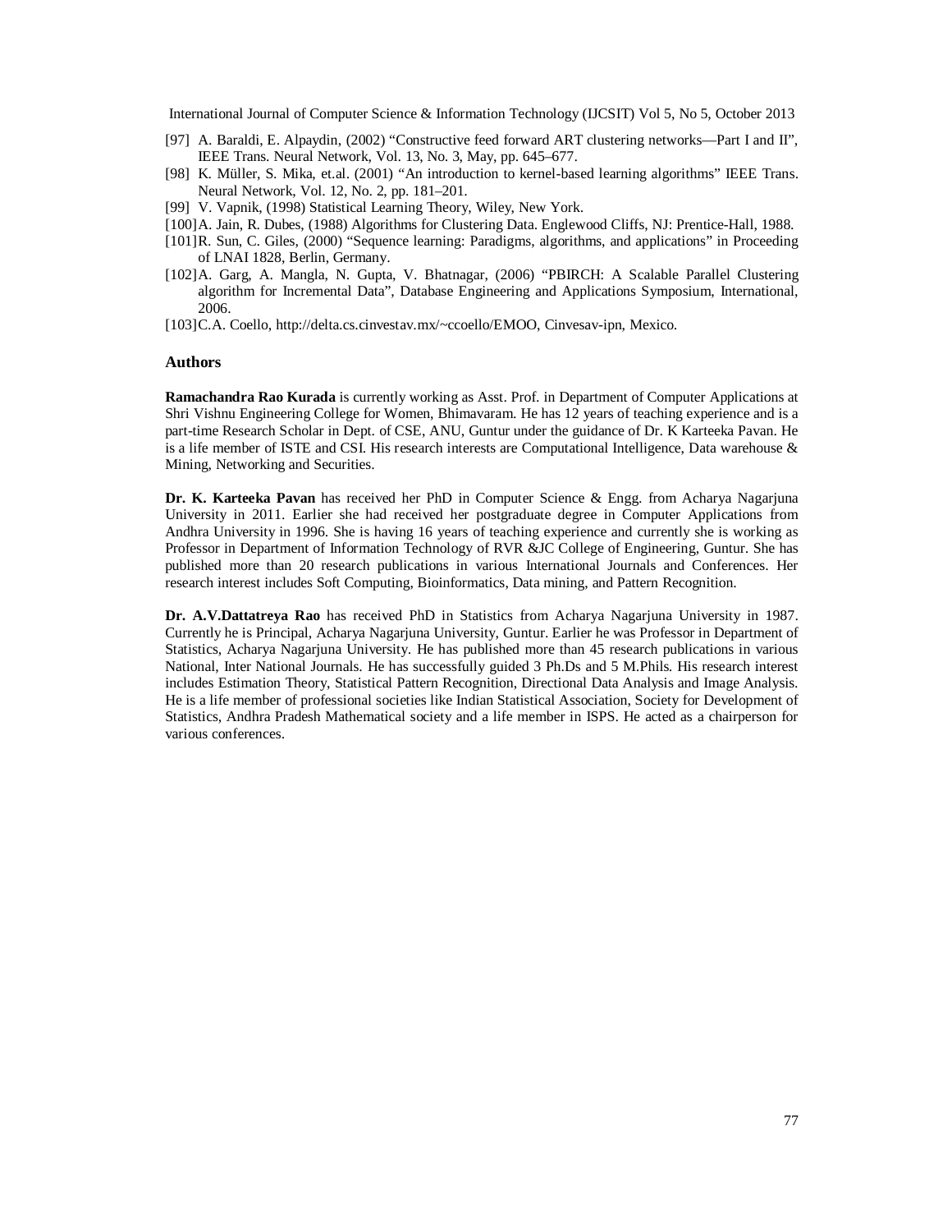[97] A. Baraldi, E. Alpaydin, (2002) "Constructive feed forward ART clustering networks—Part I and II", IEEE Trans. Neural Network, Vol. 13, No. 3, May, pp. 645–677.

[98] K. Müller, S. Mika, et.al. (2001) "An introduction to kernel-based learning algorithms" IEEE Trans. Neural Network, Vol. 12, No. 2, pp. 181–201.

[99] V. Vapnik, (1998) Statistical Learning Theory, Wiley, New York.

[100] A. Jain, R. Dubes, (1988) Algorithms for Clustering Data. Englewood Cliffs, NJ: Prentice-Hall, 1988.

[101] R. Sun, C. Giles, (2000) "Sequence learning: Paradigms, algorithms, and applications" in Proceeding of LNAI 1828, Berlin, Germany.

[102] A. Garg, A. Mangla, N. Gupta, V. Bhatnagar, (2006) "PBIRCH: A Scalable Parallel Clustering algorithm for Incremental Data", Database Engineering and Applications Symposium, International, 2006.

[103] C.A. Coello, http://delta.cs.cinvestav.mx/~ccoello/EMOO, Cinvesav-ipn, Mexico.

### Authors

**Ramachandra Rao Kurada** is currently working as Asst. Prof. in Department of Computer Applications at Shri Vishnu Engineering College for Women, Bhimavaram. He has 12 years of teaching experience and is a part-time Research Scholar in Dept. of CSE, ANU, Guntur under the guidance of Dr. K Karteeka Pavan. He is a life member of ISTE and CSI. His research interests are Computational Intelligence, Data warehouse & Mining, Networking and Securities.

**Dr. K. Karteeka Pavan** has received her PhD in Computer Science & Engg. from Acharya Nagarjuna University in 2011. Earlier she had received her postgraduate degree in Computer Applications from Andhra University in 1996. She is having 16 years of teaching experience and currently she is working as Professor in Department of Information Technology of RVR &JC College of Engineering, Guntur. She has published more than 20 research publications in various International Journals and Conferences. Her research interest includes Soft Computing, Bioinformatics, Data mining, and Pattern Recognition.

**Dr. A.V.Dattatreya Rao** has received PhD in Statistics from Acharya Nagarjuna University in 1987. Currently he is Principal, Acharya Nagarjuna University, Guntur. Earlier he was Professor in Department of Statistics, Acharya Nagarjuna University. He has published more than 45 research publications in various National, Inter National Journals. He has successfully guided 3 Ph.Ds and 5 M.Phils. His research interest includes Estimation Theory, Statistical Pattern Recognition, Directional Data Analysis and Image Analysis. He is a life member of professional societies like Indian Statistical Association, Society for Development of Statistics, Andhra Pradesh Mathematical society and a life member in ISPS. He acted as a chairperson for various conferences.